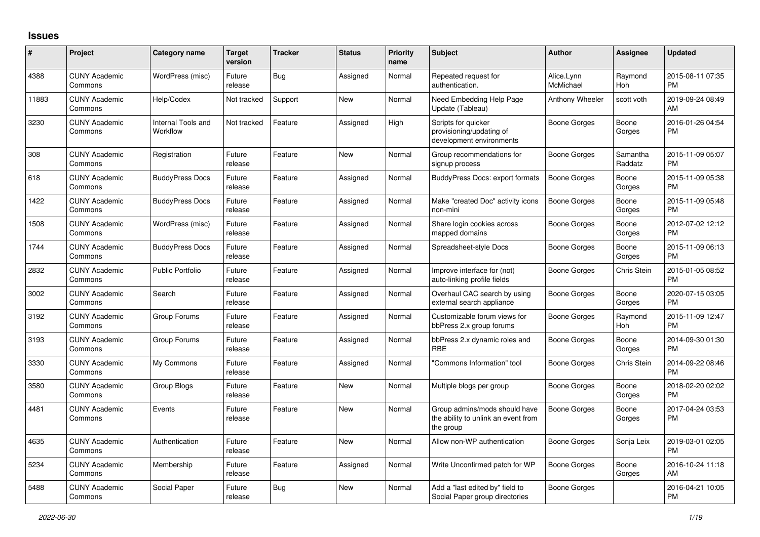## Issues

| # | Project | Category name | Target version | Tracker | Status | Priority name | Subject | Author | Assignee | Updated |
|---|---|---|---|---|---|---|---|---|---|---|
| 4388 | CUNY Academic Commons | WordPress (misc) | Future release | Bug | Assigned | Normal | Repeated request for authentication. | Alice.Lynn McMichael | Raymond Hoh | 2015-08-11 07:35 PM |
| 11883 | CUNY Academic Commons | Help/Codex | Not tracked | Support | New | Normal | Need Embedding Help Page Update (Tableau) | Anthony Wheeler | scott voth | 2019-09-24 08:49 AM |
| 3230 | CUNY Academic Commons | Internal Tools and Workflow | Not tracked | Feature | Assigned | High | Scripts for quicker provisioning/updating of development environments | Boone Gorges | Boone Gorges | 2016-01-26 04:54 PM |
| 308 | CUNY Academic Commons | Registration | Future release | Feature | New | Normal | Group recommendations for signup process | Boone Gorges | Samantha Raddatz | 2015-11-09 05:07 PM |
| 618 | CUNY Academic Commons | BuddyPress Docs | Future release | Feature | Assigned | Normal | BuddyPress Docs: export formats | Boone Gorges | Boone Gorges | 2015-11-09 05:38 PM |
| 1422 | CUNY Academic Commons | BuddyPress Docs | Future release | Feature | Assigned | Normal | Make "created Doc" activity icons non-mini | Boone Gorges | Boone Gorges | 2015-11-09 05:48 PM |
| 1508 | CUNY Academic Commons | WordPress (misc) | Future release | Feature | Assigned | Normal | Share login cookies across mapped domains | Boone Gorges | Boone Gorges | 2012-07-02 12:12 PM |
| 1744 | CUNY Academic Commons | BuddyPress Docs | Future release | Feature | Assigned | Normal | Spreadsheet-style Docs | Boone Gorges | Boone Gorges | 2015-11-09 06:13 PM |
| 2832 | CUNY Academic Commons | Public Portfolio | Future release | Feature | Assigned | Normal | Improve interface for (not) auto-linking profile fields | Boone Gorges | Chris Stein | 2015-01-05 08:52 PM |
| 3002 | CUNY Academic Commons | Search | Future release | Feature | Assigned | Normal | Overhaul CAC search by using external search appliance | Boone Gorges | Boone Gorges | 2020-07-15 03:05 PM |
| 3192 | CUNY Academic Commons | Group Forums | Future release | Feature | Assigned | Normal | Customizable forum views for bbPress 2.x group forums | Boone Gorges | Raymond Hoh | 2015-11-09 12:47 PM |
| 3193 | CUNY Academic Commons | Group Forums | Future release | Feature | Assigned | Normal | bbPress 2.x dynamic roles and RBE | Boone Gorges | Boone Gorges | 2014-09-30 01:30 PM |
| 3330 | CUNY Academic Commons | My Commons | Future release | Feature | Assigned | Normal | "Commons Information" tool | Boone Gorges | Chris Stein | 2014-09-22 08:46 PM |
| 3580 | CUNY Academic Commons | Group Blogs | Future release | Feature | New | Normal | Multiple blogs per group | Boone Gorges | Boone Gorges | 2018-02-20 02:02 PM |
| 4481 | CUNY Academic Commons | Events | Future release | Feature | New | Normal | Group admins/mods should have the ability to unlink an event from the group | Boone Gorges | Boone Gorges | 2017-04-24 03:53 PM |
| 4635 | CUNY Academic Commons | Authentication | Future release | Feature | New | Normal | Allow non-WP authentication | Boone Gorges | Sonja Leix | 2019-03-01 02:05 PM |
| 5234 | CUNY Academic Commons | Membership | Future release | Feature | Assigned | Normal | Write Unconfirmed patch for WP | Boone Gorges | Boone Gorges | 2016-10-24 11:18 AM |
| 5488 | CUNY Academic Commons | Social Paper | Future release | Bug | New | Normal | Add a "last edited by" field to Social Paper group directories | Boone Gorges | | 2016-04-21 10:05 PM |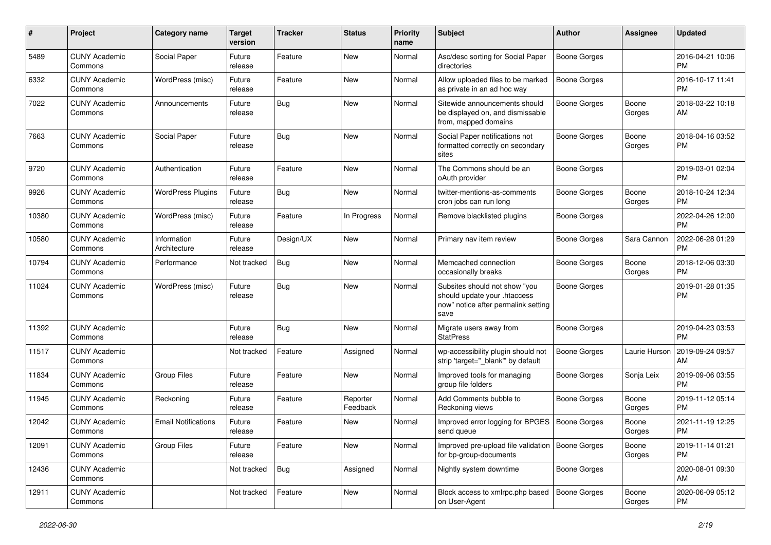| # | Project | Category name | Target version | Tracker | Status | Priority name | Subject | Author | Assignee | Updated |
|---|---|---|---|---|---|---|---|---|---|---|
| 5489 | CUNY Academic Commons | Social Paper | Future release | Feature | New | Normal | Asc/desc sorting for Social Paper directories | Boone Gorges | | 2016-04-21 10:06 PM |
| 6332 | CUNY Academic Commons | WordPress (misc) | Future release | Feature | New | Normal | Allow uploaded files to be marked as private in an ad hoc way | Boone Gorges | | 2016-10-17 11:41 PM |
| 7022 | CUNY Academic Commons | Announcements | Future release | Bug | New | Normal | Sitewide announcements should be displayed on, and dismissable from, mapped domains | Boone Gorges | Boone Gorges | 2018-03-22 10:18 AM |
| 7663 | CUNY Academic Commons | Social Paper | Future release | Bug | New | Normal | Social Paper notifications not formatted correctly on secondary sites | Boone Gorges | Boone Gorges | 2018-04-16 03:52 PM |
| 9720 | CUNY Academic Commons | Authentication | Future release | Feature | New | Normal | The Commons should be an oAuth provider | Boone Gorges | | 2019-03-01 02:04 PM |
| 9926 | CUNY Academic Commons | WordPress Plugins | Future release | Bug | New | Normal | twitter-mentions-as-comments cron jobs can run long | Boone Gorges | Boone Gorges | 2018-10-24 12:34 PM |
| 10380 | CUNY Academic Commons | WordPress (misc) | Future release | Feature | In Progress | Normal | Remove blacklisted plugins | Boone Gorges | | 2022-04-26 12:00 PM |
| 10580 | CUNY Academic Commons | Information Architecture | Future release | Design/UX | New | Normal | Primary nav item review | Boone Gorges | Sara Cannon | 2022-06-28 01:29 PM |
| 10794 | CUNY Academic Commons | Performance | Not tracked | Bug | New | Normal | Memcached connection occasionally breaks | Boone Gorges | Boone Gorges | 2018-12-06 03:30 PM |
| 11024 | CUNY Academic Commons | WordPress (misc) | Future release | Bug | New | Normal | Subsites should not show "you should update your .htaccess now" notice after permalink setting save | Boone Gorges | | 2019-01-28 01:35 PM |
| 11392 | CUNY Academic Commons | | Future release | Bug | New | Normal | Migrate users away from StatPress | Boone Gorges | | 2019-04-23 03:53 PM |
| 11517 | CUNY Academic Commons | | Not tracked | Feature | Assigned | Normal | wp-accessibility plugin should not strip 'target="_blank"' by default | Boone Gorges | Laurie Hurson | 2019-09-24 09:57 AM |
| 11834 | CUNY Academic Commons | Group Files | Future release | Feature | New | Normal | Improved tools for managing group file folders | Boone Gorges | Sonja Leix | 2019-09-06 03:55 PM |
| 11945 | CUNY Academic Commons | Reckoning | Future release | Feature | Reporter Feedback | Normal | Add Comments bubble to Reckoning views | Boone Gorges | Boone Gorges | 2019-11-12 05:14 PM |
| 12042 | CUNY Academic Commons | Email Notifications | Future release | Feature | New | Normal | Improved error logging for BPGES send queue | Boone Gorges | Boone Gorges | 2021-11-19 12:25 PM |
| 12091 | CUNY Academic Commons | Group Files | Future release | Feature | New | Normal | Improved pre-upload file validation for bp-group-documents | Boone Gorges | Boone Gorges | 2019-11-14 01:21 PM |
| 12436 | CUNY Academic Commons | | Not tracked | Bug | Assigned | Normal | Nightly system downtime | Boone Gorges | | 2020-08-01 09:30 AM |
| 12911 | CUNY Academic Commons | | Not tracked | Feature | New | Normal | Block access to xmlrpc.php based on User-Agent | Boone Gorges | Boone Gorges | 2020-06-09 05:12 PM |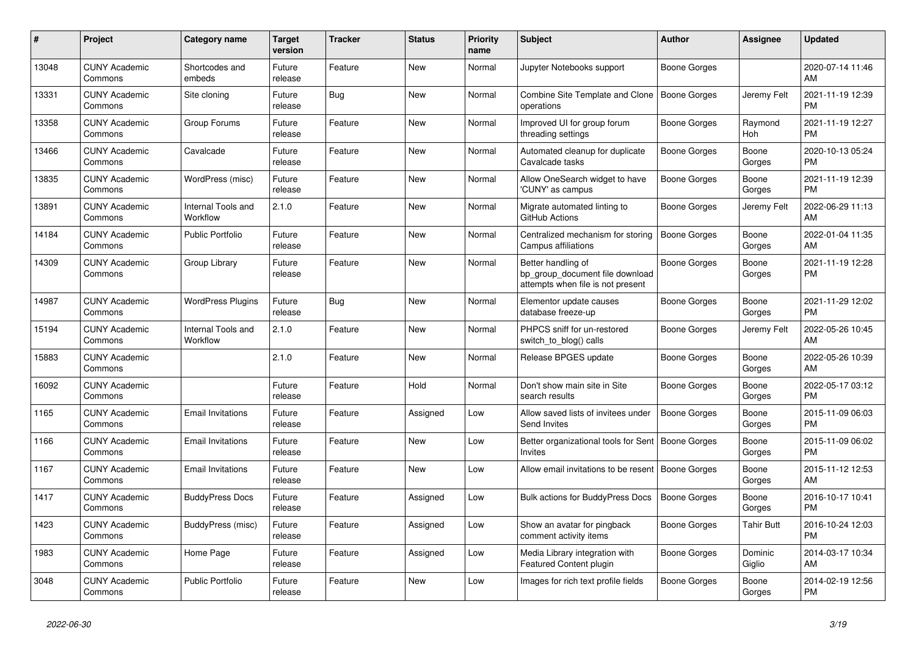| # | Project | Category name | Target version | Tracker | Status | Priority name | Subject | Author | Assignee | Updated |
|---|---|---|---|---|---|---|---|---|---|---|
| 13048 | CUNY Academic Commons | Shortcodes and embeds | Future release | Feature | New | Normal | Jupyter Notebooks support | Boone Gorges | | 2020-07-14 11:46 AM |
| 13331 | CUNY Academic Commons | Site cloning | Future release | Bug | New | Normal | Combine Site Template and Clone operations | Boone Gorges | Jeremy Felt | 2021-11-19 12:39 PM |
| 13358 | CUNY Academic Commons | Group Forums | Future release | Feature | New | Normal | Improved UI for group forum threading settings | Boone Gorges | Raymond Hoh | 2021-11-19 12:27 PM |
| 13466 | CUNY Academic Commons | Cavalcade | Future release | Feature | New | Normal | Automated cleanup for duplicate Cavalcade tasks | Boone Gorges | Boone Gorges | 2020-10-13 05:24 PM |
| 13835 | CUNY Academic Commons | WordPress (misc) | Future release | Feature | New | Normal | Allow OneSearch widget to have 'CUNY' as campus | Boone Gorges | Boone Gorges | 2021-11-19 12:39 PM |
| 13891 | CUNY Academic Commons | Internal Tools and Workflow | 2.1.0 | Feature | New | Normal | Migrate automated linting to GitHub Actions | Boone Gorges | Jeremy Felt | 2022-06-29 11:13 AM |
| 14184 | CUNY Academic Commons | Public Portfolio | Future release | Feature | New | Normal | Centralized mechanism for storing Campus affiliations | Boone Gorges | Boone Gorges | 2022-01-04 11:35 AM |
| 14309 | CUNY Academic Commons | Group Library | Future release | Feature | New | Normal | Better handling of bp_group_document file download attempts when file is not present | Boone Gorges | Boone Gorges | 2021-11-19 12:28 PM |
| 14987 | CUNY Academic Commons | WordPress Plugins | Future release | Bug | New | Normal | Elementor update causes database freeze-up | Boone Gorges | Boone Gorges | 2021-11-29 12:02 PM |
| 15194 | CUNY Academic Commons | Internal Tools and Workflow | 2.1.0 | Feature | New | Normal | PHPCS sniff for un-restored switch_to_blog() calls | Boone Gorges | Jeremy Felt | 2022-05-26 10:45 AM |
| 15883 | CUNY Academic Commons | | 2.1.0 | Feature | New | Normal | Release BPGES update | Boone Gorges | Boone Gorges | 2022-05-26 10:39 AM |
| 16092 | CUNY Academic Commons | | Future release | Feature | Hold | Normal | Don't show main site in Site search results | Boone Gorges | Boone Gorges | 2022-05-17 03:12 PM |
| 1165 | CUNY Academic Commons | Email Invitations | Future release | Feature | Assigned | Low | Allow saved lists of invitees under Send Invites | Boone Gorges | Boone Gorges | 2015-11-09 06:03 PM |
| 1166 | CUNY Academic Commons | Email Invitations | Future release | Feature | New | Low | Better organizational tools for Sent Invites | Boone Gorges | Boone Gorges | 2015-11-09 06:02 PM |
| 1167 | CUNY Academic Commons | Email Invitations | Future release | Feature | New | Low | Allow email invitations to be resent | Boone Gorges | Boone Gorges | 2015-11-12 12:53 AM |
| 1417 | CUNY Academic Commons | BuddyPress Docs | Future release | Feature | Assigned | Low | Bulk actions for BuddyPress Docs | Boone Gorges | Boone Gorges | 2016-10-17 10:41 PM |
| 1423 | CUNY Academic Commons | BuddyPress (misc) | Future release | Feature | Assigned | Low | Show an avatar for pingback comment activity items | Boone Gorges | Tahir Butt | 2016-10-24 12:03 PM |
| 1983 | CUNY Academic Commons | Home Page | Future release | Feature | Assigned | Low | Media Library integration with Featured Content plugin | Boone Gorges | Dominic Giglio | 2014-03-17 10:34 AM |
| 3048 | CUNY Academic Commons | Public Portfolio | Future release | Feature | New | Low | Images for rich text profile fields | Boone Gorges | Boone Gorges | 2014-02-19 12:56 PM |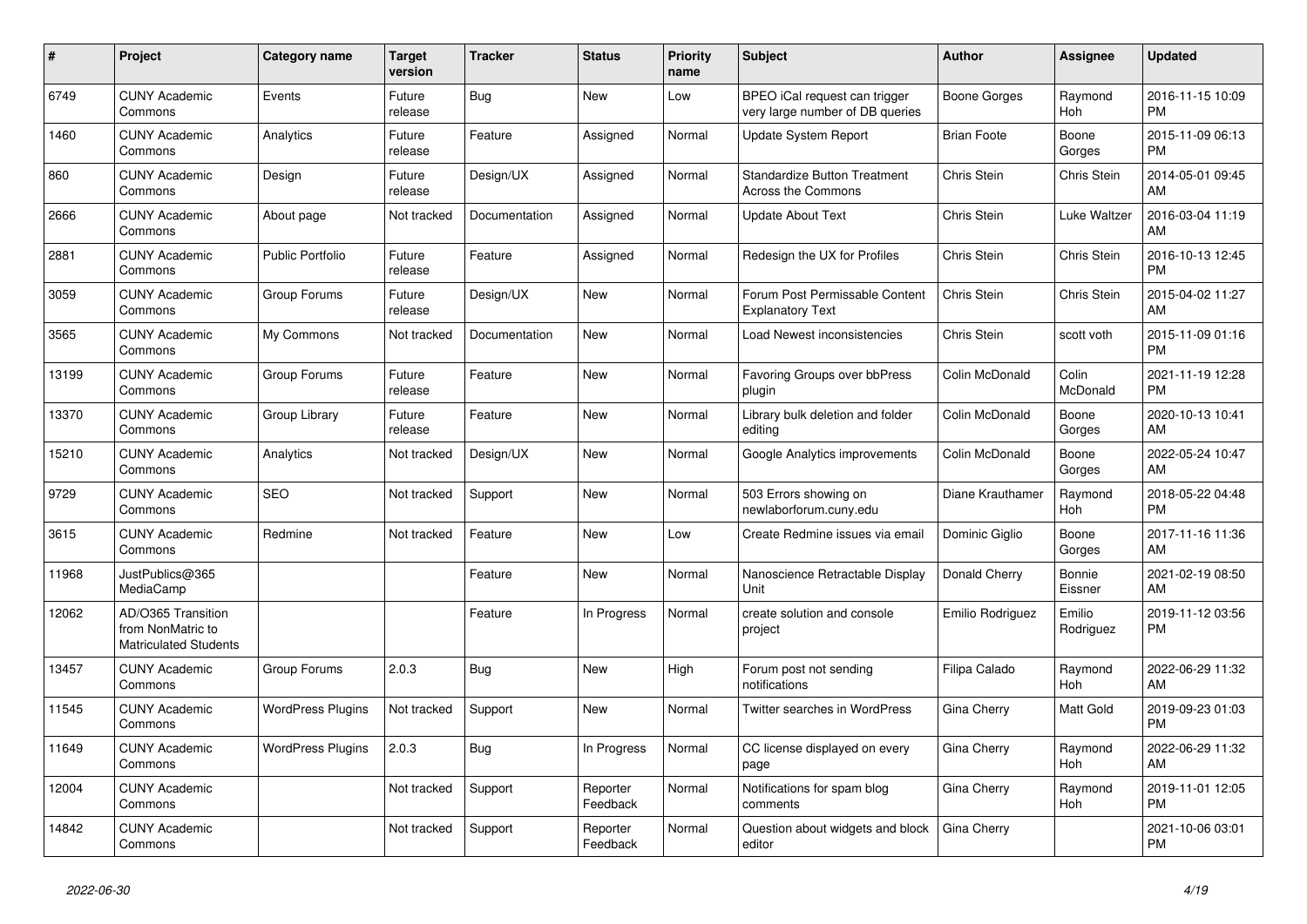| # | Project | Category name | Target version | Tracker | Status | Priority name | Subject | Author | Assignee | Updated |
|---|---|---|---|---|---|---|---|---|---|---|
| 6749 | CUNY Academic Commons | Events | Future release | Bug | New | Low | BPEO iCal request can trigger very large number of DB queries | Boone Gorges | Raymond Hoh | 2016-11-15 10:09 PM |
| 1460 | CUNY Academic Commons | Analytics | Future release | Feature | Assigned | Normal | Update System Report | Brian Foote | Boone Gorges | 2015-11-09 06:13 PM |
| 860 | CUNY Academic Commons | Design | Future release | Design/UX | Assigned | Normal | Standardize Button Treatment Across the Commons | Chris Stein | Chris Stein | 2014-05-01 09:45 AM |
| 2666 | CUNY Academic Commons | About page | Not tracked | Documentation | Assigned | Normal | Update About Text | Chris Stein | Luke Waltzer | 2016-03-04 11:19 AM |
| 2881 | CUNY Academic Commons | Public Portfolio | Future release | Feature | Assigned | Normal | Redesign the UX for Profiles | Chris Stein | Chris Stein | 2016-10-13 12:45 PM |
| 3059 | CUNY Academic Commons | Group Forums | Future release | Design/UX | New | Normal | Forum Post Permissable Content Explanatory Text | Chris Stein | Chris Stein | 2015-04-02 11:27 AM |
| 3565 | CUNY Academic Commons | My Commons | Not tracked | Documentation | New | Normal | Load Newest inconsistencies | Chris Stein | scott voth | 2015-11-09 01:16 PM |
| 13199 | CUNY Academic Commons | Group Forums | Future release | Feature | New | Normal | Favoring Groups over bbPress plugin | Colin McDonald | Colin McDonald | 2021-11-19 12:28 PM |
| 13370 | CUNY Academic Commons | Group Library | Future release | Feature | New | Normal | Library bulk deletion and folder editing | Colin McDonald | Boone Gorges | 2020-10-13 10:41 AM |
| 15210 | CUNY Academic Commons | Analytics | Not tracked | Design/UX | New | Normal | Google Analytics improvements | Colin McDonald | Boone Gorges | 2022-05-24 10:47 AM |
| 9729 | CUNY Academic Commons | SEO | Not tracked | Support | New | Normal | 503 Errors showing on newlaborforum.cuny.edu | Diane Krauthamer | Raymond Hoh | 2018-05-22 04:48 PM |
| 3615 | CUNY Academic Commons | Redmine | Not tracked | Feature | New | Low | Create Redmine issues via email | Dominic Giglio | Boone Gorges | 2017-11-16 11:36 AM |
| 11968 | JustPublics@365 MediaCamp | | | Feature | New | Normal | Nanoscience Retractable Display Unit | Donald Cherry | Bonnie Eissner | 2021-02-19 08:50 AM |
| 12062 | AD/O365 Transition from NonMatric to Matriculated Students | | | Feature | In Progress | Normal | create solution and console project | Emilio Rodriguez | Emilio Rodriguez | 2019-11-12 03:56 PM |
| 13457 | CUNY Academic Commons | Group Forums | 2.0.3 | Bug | New | High | Forum post not sending notifications | Filipa Calado | Raymond Hoh | 2022-06-29 11:32 AM |
| 11545 | CUNY Academic Commons | WordPress Plugins | Not tracked | Support | New | Normal | Twitter searches in WordPress | Gina Cherry | Matt Gold | 2019-09-23 01:03 PM |
| 11649 | CUNY Academic Commons | WordPress Plugins | 2.0.3 | Bug | In Progress | Normal | CC license displayed on every page | Gina Cherry | Raymond Hoh | 2022-06-29 11:32 AM |
| 12004 | CUNY Academic Commons | | Not tracked | Support | Reporter Feedback | Normal | Notifications for spam blog comments | Gina Cherry | Raymond Hoh | 2019-11-01 12:05 PM |
| 14842 | CUNY Academic Commons | | Not tracked | Support | Reporter Feedback | Normal | Question about widgets and block editor | Gina Cherry | | 2021-10-06 03:01 PM |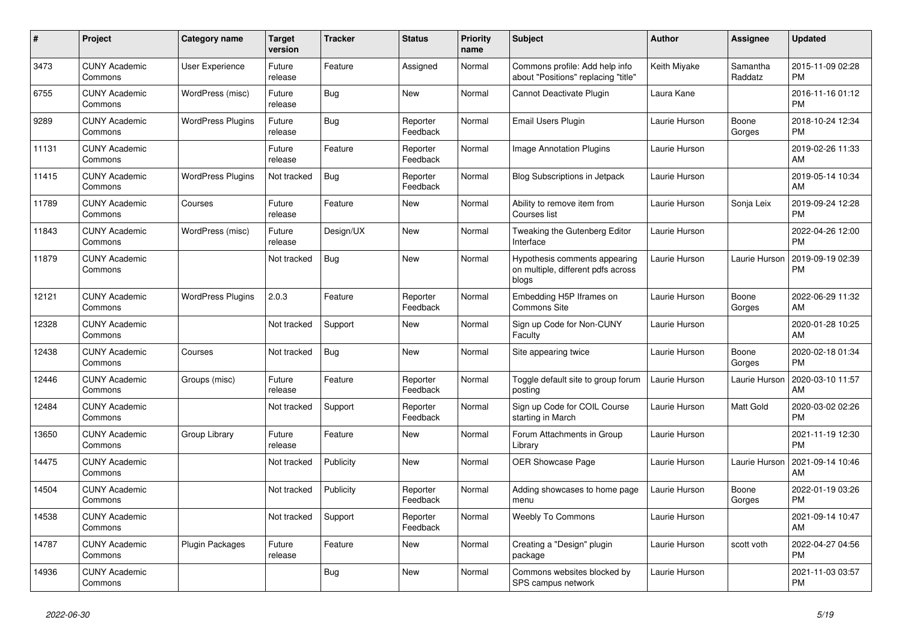| # | Project | Category name | Target version | Tracker | Status | Priority name | Subject | Author | Assignee | Updated |
|---|---|---|---|---|---|---|---|---|---|---|
| 3473 | CUNY Academic Commons | User Experience | Future release | Feature | Assigned | Normal | Commons profile: Add help info about "Positions" replacing "title" | Keith Miyake | Samantha Raddatz | 2015-11-09 02:28 PM |
| 6755 | CUNY Academic Commons | WordPress (misc) | Future release | Bug | New | Normal | Cannot Deactivate Plugin | Laura Kane | | 2016-11-16 01:12 PM |
| 9289 | CUNY Academic Commons | WordPress Plugins | Future release | Bug | Reporter Feedback | Normal | Email Users Plugin | Laurie Hurson | Boone Gorges | 2018-10-24 12:34 PM |
| 11131 | CUNY Academic Commons | | Future release | Feature | Reporter Feedback | Normal | Image Annotation Plugins | Laurie Hurson | | 2019-02-26 11:33 AM |
| 11415 | CUNY Academic Commons | WordPress Plugins | Not tracked | Bug | Reporter Feedback | Normal | Blog Subscriptions in Jetpack | Laurie Hurson | | 2019-05-14 10:34 AM |
| 11789 | CUNY Academic Commons | Courses | Future release | Feature | New | Normal | Ability to remove item from Courses list | Laurie Hurson | Sonja Leix | 2019-09-24 12:28 PM |
| 11843 | CUNY Academic Commons | WordPress (misc) | Future release | Design/UX | New | Normal | Tweaking the Gutenberg Editor Interface | Laurie Hurson | | 2022-04-26 12:00 PM |
| 11879 | CUNY Academic Commons | | Not tracked | Bug | New | Normal | Hypothesis comments appearing on multiple, different pdfs across blogs | Laurie Hurson | Laurie Hurson | 2019-09-19 02:39 PM |
| 12121 | CUNY Academic Commons | WordPress Plugins | 2.0.3 | Feature | Reporter Feedback | Normal | Embedding H5P Iframes on Commons Site | Laurie Hurson | Boone Gorges | 2022-06-29 11:32 AM |
| 12328 | CUNY Academic Commons | | Not tracked | Support | New | Normal | Sign up Code for Non-CUNY Faculty | Laurie Hurson | | 2020-01-28 10:25 AM |
| 12438 | CUNY Academic Commons | Courses | Not tracked | Bug | New | Normal | Site appearing twice | Laurie Hurson | Boone Gorges | 2020-02-18 01:34 PM |
| 12446 | CUNY Academic Commons | Groups (misc) | Future release | Feature | Reporter Feedback | Normal | Toggle default site to group forum posting | Laurie Hurson | Laurie Hurson | 2020-03-10 11:57 AM |
| 12484 | CUNY Academic Commons | | Not tracked | Support | Reporter Feedback | Normal | Sign up Code for COIL Course starting in March | Laurie Hurson | Matt Gold | 2020-03-02 02:26 PM |
| 13650 | CUNY Academic Commons | Group Library | Future release | Feature | New | Normal | Forum Attachments in Group Library | Laurie Hurson | | 2021-11-19 12:30 PM |
| 14475 | CUNY Academic Commons | | Not tracked | Publicity | New | Normal | OER Showcase Page | Laurie Hurson | Laurie Hurson | 2021-09-14 10:46 AM |
| 14504 | CUNY Academic Commons | | Not tracked | Publicity | Reporter Feedback | Normal | Adding showcases to home page menu | Laurie Hurson | Boone Gorges | 2022-01-19 03:26 PM |
| 14538 | CUNY Academic Commons | | Not tracked | Support | Reporter Feedback | Normal | Weebly To Commons | Laurie Hurson | | 2021-09-14 10:47 AM |
| 14787 | CUNY Academic Commons | Plugin Packages | Future release | Feature | New | Normal | Creating a "Design" plugin package | Laurie Hurson | scott voth | 2022-04-27 04:56 PM |
| 14936 | CUNY Academic Commons | | | Bug | New | Normal | Commons websites blocked by SPS campus network | Laurie Hurson | | 2021-11-03 03:57 PM |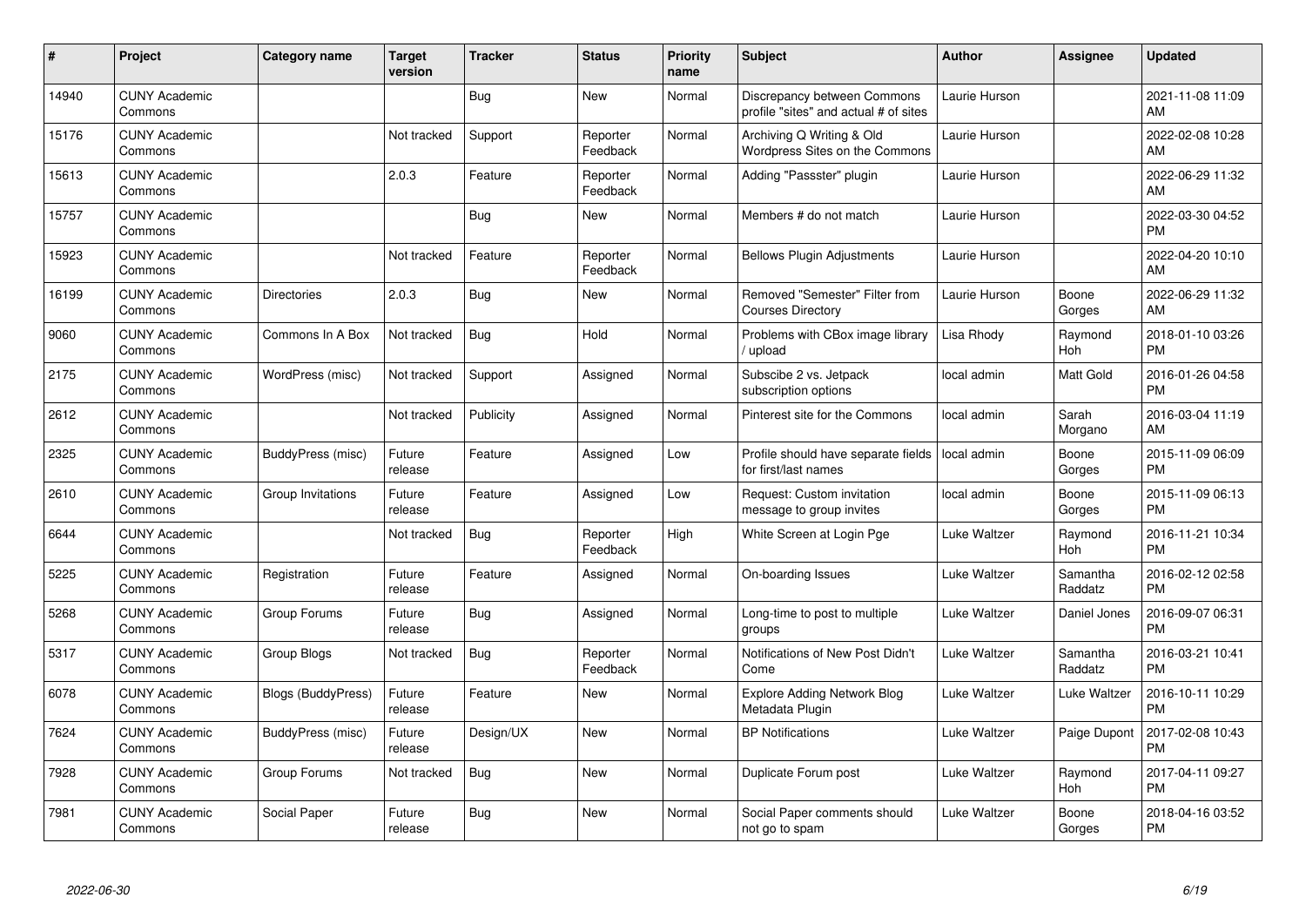| # | Project | Category name | Target version | Tracker | Status | Priority name | Subject | Author | Assignee | Updated |
|---|---|---|---|---|---|---|---|---|---|---|
| 14940 | CUNY Academic Commons | | | Bug | New | Normal | Discrepancy between Commons profile "sites" and actual # of sites | Laurie Hurson | | 2021-11-08 11:09 AM |
| 15176 | CUNY Academic Commons | | Not tracked | Support | Reporter Feedback | Normal | Archiving Q Writing & Old Wordpress Sites on the Commons | Laurie Hurson | | 2022-02-08 10:28 AM |
| 15613 | CUNY Academic Commons | | 2.0.3 | Feature | Reporter Feedback | Normal | Adding "Passster" plugin | Laurie Hurson | | 2022-06-29 11:32 AM |
| 15757 | CUNY Academic Commons | | | Bug | New | Normal | Members # do not match | Laurie Hurson | | 2022-03-30 04:52 PM |
| 15923 | CUNY Academic Commons | | Not tracked | Feature | Reporter Feedback | Normal | Bellows Plugin Adjustments | Laurie Hurson | | 2022-04-20 10:10 AM |
| 16199 | CUNY Academic Commons | Directories | 2.0.3 | Bug | New | Normal | Removed "Semester" Filter from Courses Directory | Laurie Hurson | Boone Gorges | 2022-06-29 11:32 AM |
| 9060 | CUNY Academic Commons | Commons In A Box | Not tracked | Bug | Hold | Normal | Problems with CBox image library / upload | Lisa Rhody | Raymond Hoh | 2018-01-10 03:26 PM |
| 2175 | CUNY Academic Commons | WordPress (misc) | Not tracked | Support | Assigned | Normal | Subscibe 2 vs. Jetpack subscription options | local admin | Matt Gold | 2016-01-26 04:58 PM |
| 2612 | CUNY Academic Commons | | Not tracked | Publicity | Assigned | Normal | Pinterest site for the Commons | local admin | Sarah Morgano | 2016-03-04 11:19 AM |
| 2325 | CUNY Academic Commons | BuddyPress (misc) | Future release | Feature | Assigned | Low | Profile should have separate fields for first/last names | local admin | Boone Gorges | 2015-11-09 06:09 PM |
| 2610 | CUNY Academic Commons | Group Invitations | Future release | Feature | Assigned | Low | Request: Custom invitation message to group invites | local admin | Boone Gorges | 2015-11-09 06:13 PM |
| 6644 | CUNY Academic Commons | | Not tracked | Bug | Reporter Feedback | High | White Screen at Login Pge | Luke Waltzer | Raymond Hoh | 2016-11-21 10:34 PM |
| 5225 | CUNY Academic Commons | Registration | Future release | Feature | Assigned | Normal | On-boarding Issues | Luke Waltzer | Samantha Raddatz | 2016-02-12 02:58 PM |
| 5268 | CUNY Academic Commons | Group Forums | Future release | Bug | Assigned | Normal | Long-time to post to multiple groups | Luke Waltzer | Daniel Jones | 2016-09-07 06:31 PM |
| 5317 | CUNY Academic Commons | Group Blogs | Not tracked | Bug | Reporter Feedback | Normal | Notifications of New Post Didn't Come | Luke Waltzer | Samantha Raddatz | 2016-03-21 10:41 PM |
| 6078 | CUNY Academic Commons | Blogs (BuddyPress) | Future release | Feature | New | Normal | Explore Adding Network Blog Metadata Plugin | Luke Waltzer | Luke Waltzer | 2016-10-11 10:29 PM |
| 7624 | CUNY Academic Commons | BuddyPress (misc) | Future release | Design/UX | New | Normal | BP Notifications | Luke Waltzer | Paige Dupont | 2017-02-08 10:43 PM |
| 7928 | CUNY Academic Commons | Group Forums | Not tracked | Bug | New | Normal | Duplicate Forum post | Luke Waltzer | Raymond Hoh | 2017-04-11 09:27 PM |
| 7981 | CUNY Academic Commons | Social Paper | Future release | Bug | New | Normal | Social Paper comments should not go to spam | Luke Waltzer | Boone Gorges | 2018-04-16 03:52 PM |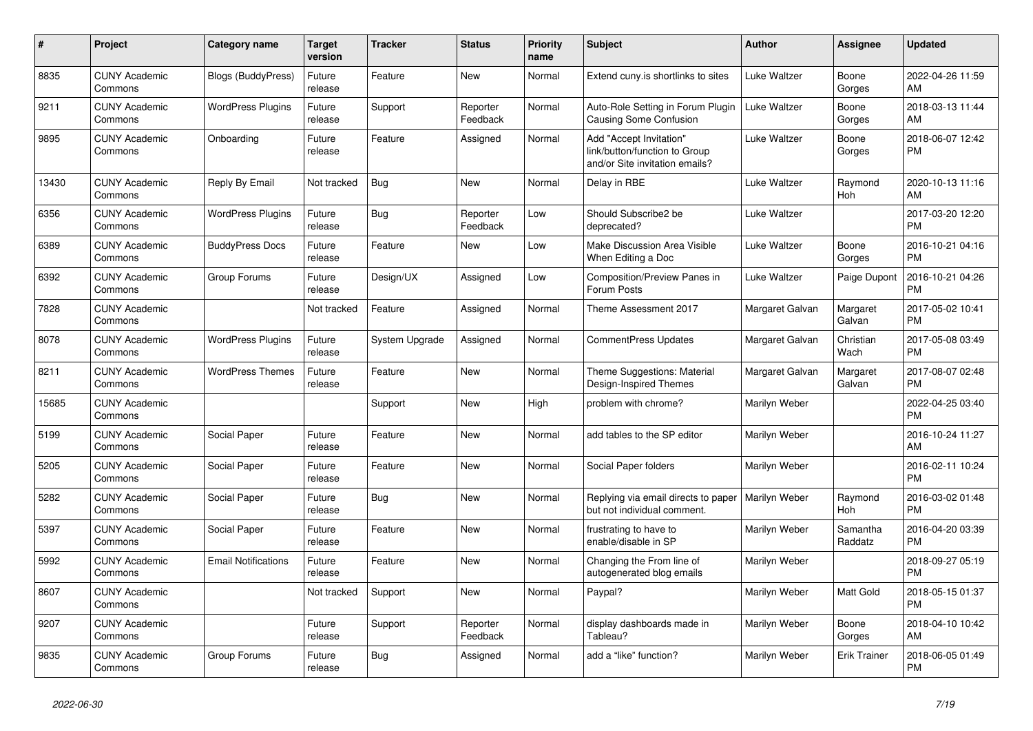| # | Project | Category name | Target version | Tracker | Status | Priority name | Subject | Author | Assignee | Updated |
|---|---|---|---|---|---|---|---|---|---|---|
| 8835 | CUNY Academic Commons | Blogs (BuddyPress) | Future release | Feature | New | Normal | Extend cuny.is shortlinks to sites | Luke Waltzer | Boone Gorges | 2022-04-26 11:59 AM |
| 9211 | CUNY Academic Commons | WordPress Plugins | Future release | Support | Reporter Feedback | Normal | Auto-Role Setting in Forum Plugin Causing Some Confusion | Luke Waltzer | Boone Gorges | 2018-03-13 11:44 AM |
| 9895 | CUNY Academic Commons | Onboarding | Future release | Feature | Assigned | Normal | Add "Accept Invitation" link/button/function to Group and/or Site invitation emails? | Luke Waltzer | Boone Gorges | 2018-06-07 12:42 PM |
| 13430 | CUNY Academic Commons | Reply By Email | Not tracked | Bug | New | Normal | Delay in RBE | Luke Waltzer | Raymond Hoh | 2020-10-13 11:16 AM |
| 6356 | CUNY Academic Commons | WordPress Plugins | Future release | Bug | Reporter Feedback | Low | Should Subscribe2 be deprecated? | Luke Waltzer | | 2017-03-20 12:20 PM |
| 6389 | CUNY Academic Commons | BuddyPress Docs | Future release | Feature | New | Low | Make Discussion Area Visible When Editing a Doc | Luke Waltzer | Boone Gorges | 2016-10-21 04:16 PM |
| 6392 | CUNY Academic Commons | Group Forums | Future release | Design/UX | Assigned | Low | Composition/Preview Panes in Forum Posts | Luke Waltzer | Paige Dupont | 2016-10-21 04:26 PM |
| 7828 | CUNY Academic Commons | | Not tracked | Feature | Assigned | Normal | Theme Assessment 2017 | Margaret Galvan | Margaret Galvan | 2017-05-02 10:41 PM |
| 8078 | CUNY Academic Commons | WordPress Plugins | Future release | System Upgrade | Assigned | Normal | CommentPress Updates | Margaret Galvan | Christian Wach | 2017-05-08 03:49 PM |
| 8211 | CUNY Academic Commons | WordPress Themes | Future release | Feature | New | Normal | Theme Suggestions: Material Design-Inspired Themes | Margaret Galvan | Margaret Galvan | 2017-08-07 02:48 PM |
| 15685 | CUNY Academic Commons | | | Support | New | High | problem with chrome? | Marilyn Weber | | 2022-04-25 03:40 PM |
| 5199 | CUNY Academic Commons | Social Paper | Future release | Feature | New | Normal | add tables to the SP editor | Marilyn Weber | | 2016-10-24 11:27 AM |
| 5205 | CUNY Academic Commons | Social Paper | Future release | Feature | New | Normal | Social Paper folders | Marilyn Weber | | 2016-02-11 10:24 PM |
| 5282 | CUNY Academic Commons | Social Paper | Future release | Bug | New | Normal | Replying via email directs to paper but not individual comment. | Marilyn Weber | Raymond Hoh | 2016-03-02 01:48 PM |
| 5397 | CUNY Academic Commons | Social Paper | Future release | Feature | New | Normal | frustrating to have to enable/disable in SP | Marilyn Weber | Samantha Raddatz | 2016-04-20 03:39 PM |
| 5992 | CUNY Academic Commons | Email Notifications | Future release | Feature | New | Normal | Changing the From line of autogenerated blog emails | Marilyn Weber | | 2018-09-27 05:19 PM |
| 8607 | CUNY Academic Commons | | Not tracked | Support | New | Normal | Paypal? | Marilyn Weber | Matt Gold | 2018-05-15 01:37 PM |
| 9207 | CUNY Academic Commons | | Future release | Support | Reporter Feedback | Normal | display dashboards made in Tableau? | Marilyn Weber | Boone Gorges | 2018-04-10 10:42 AM |
| 9835 | CUNY Academic Commons | Group Forums | Future release | Bug | Assigned | Normal | add a “like” function? | Marilyn Weber | Erik Trainer | 2018-06-05 01:49 PM |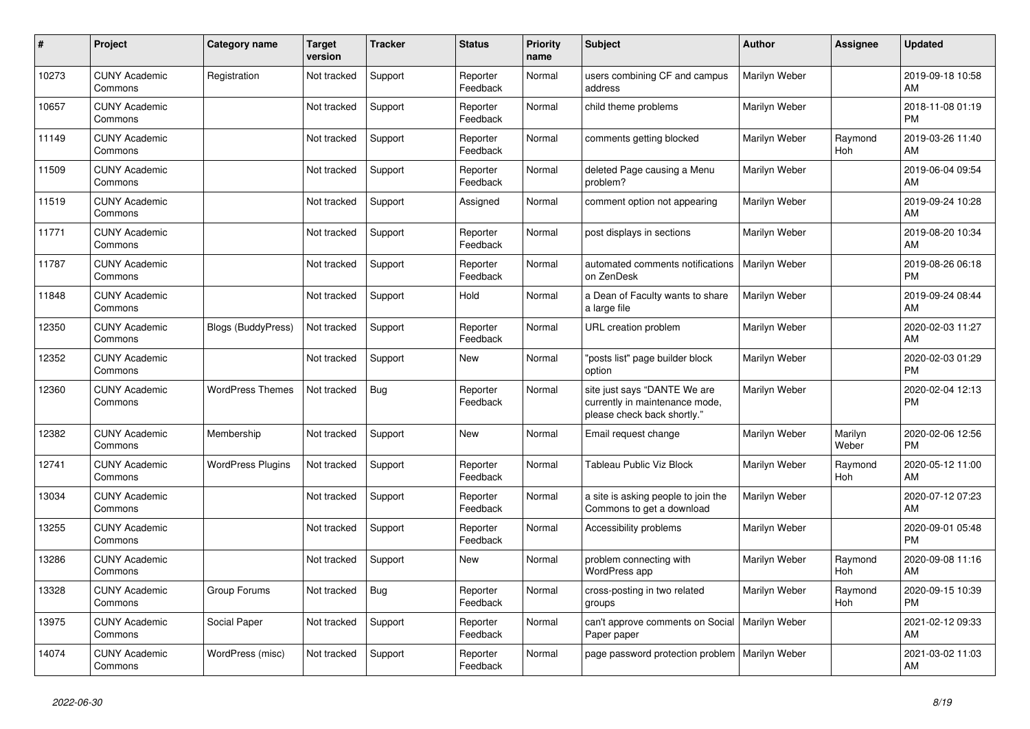| # | Project | Category name | Target version | Tracker | Status | Priority name | Subject | Author | Assignee | Updated |
|---|---|---|---|---|---|---|---|---|---|---|
| 10273 | CUNY Academic Commons | Registration | Not tracked | Support | Reporter Feedback | Normal | users combining CF and campus address | Marilyn Weber | | 2019-09-18 10:58 AM |
| 10657 | CUNY Academic Commons | | Not tracked | Support | Reporter Feedback | Normal | child theme problems | Marilyn Weber | | 2018-11-08 01:19 PM |
| 11149 | CUNY Academic Commons | | Not tracked | Support | Reporter Feedback | Normal | comments getting blocked | Marilyn Weber | Raymond Hoh | 2019-03-26 11:40 AM |
| 11509 | CUNY Academic Commons | | Not tracked | Support | Reporter Feedback | Normal | deleted Page causing a Menu problem? | Marilyn Weber | | 2019-06-04 09:54 AM |
| 11519 | CUNY Academic Commons | | Not tracked | Support | Assigned | Normal | comment option not appearing | Marilyn Weber | | 2019-09-24 10:28 AM |
| 11771 | CUNY Academic Commons | | Not tracked | Support | Reporter Feedback | Normal | post displays in sections | Marilyn Weber | | 2019-08-20 10:34 AM |
| 11787 | CUNY Academic Commons | | Not tracked | Support | Reporter Feedback | Normal | automated comments notifications on ZenDesk | Marilyn Weber | | 2019-08-26 06:18 PM |
| 11848 | CUNY Academic Commons | | Not tracked | Support | Hold | Normal | a Dean of Faculty wants to share a large file | Marilyn Weber | | 2019-09-24 08:44 AM |
| 12350 | CUNY Academic Commons | Blogs (BuddyPress) | Not tracked | Support | Reporter Feedback | Normal | URL creation problem | Marilyn Weber | | 2020-02-03 11:27 AM |
| 12352 | CUNY Academic Commons | | Not tracked | Support | New | Normal | "posts list" page builder block option | Marilyn Weber | | 2020-02-03 01:29 PM |
| 12360 | CUNY Academic Commons | WordPress Themes | Not tracked | Bug | Reporter Feedback | Normal | site just says "DANTE We are currently in maintenance mode, please check back shortly." | Marilyn Weber | | 2020-02-04 12:13 PM |
| 12382 | CUNY Academic Commons | Membership | Not tracked | Support | New | Normal | Email request change | Marilyn Weber | Marilyn Weber | 2020-02-06 12:56 PM |
| 12741 | CUNY Academic Commons | WordPress Plugins | Not tracked | Support | Reporter Feedback | Normal | Tableau Public Viz Block | Marilyn Weber | Raymond Hoh | 2020-05-12 11:00 AM |
| 13034 | CUNY Academic Commons | | Not tracked | Support | Reporter Feedback | Normal | a site is asking people to join the Commons to get a download | Marilyn Weber | | 2020-07-12 07:23 AM |
| 13255 | CUNY Academic Commons | | Not tracked | Support | Reporter Feedback | Normal | Accessibility problems | Marilyn Weber | | 2020-09-01 05:48 PM |
| 13286 | CUNY Academic Commons | | Not tracked | Support | New | Normal | problem connecting with WordPress app | Marilyn Weber | Raymond Hoh | 2020-09-08 11:16 AM |
| 13328 | CUNY Academic Commons | Group Forums | Not tracked | Bug | Reporter Feedback | Normal | cross-posting in two related groups | Marilyn Weber | Raymond Hoh | 2020-09-15 10:39 PM |
| 13975 | CUNY Academic Commons | Social Paper | Not tracked | Support | Reporter Feedback | Normal | can't approve comments on Social Paper paper | Marilyn Weber | | 2021-02-12 09:33 AM |
| 14074 | CUNY Academic Commons | WordPress (misc) | Not tracked | Support | Reporter Feedback | Normal | page password protection problem | Marilyn Weber | | 2021-03-02 11:03 AM |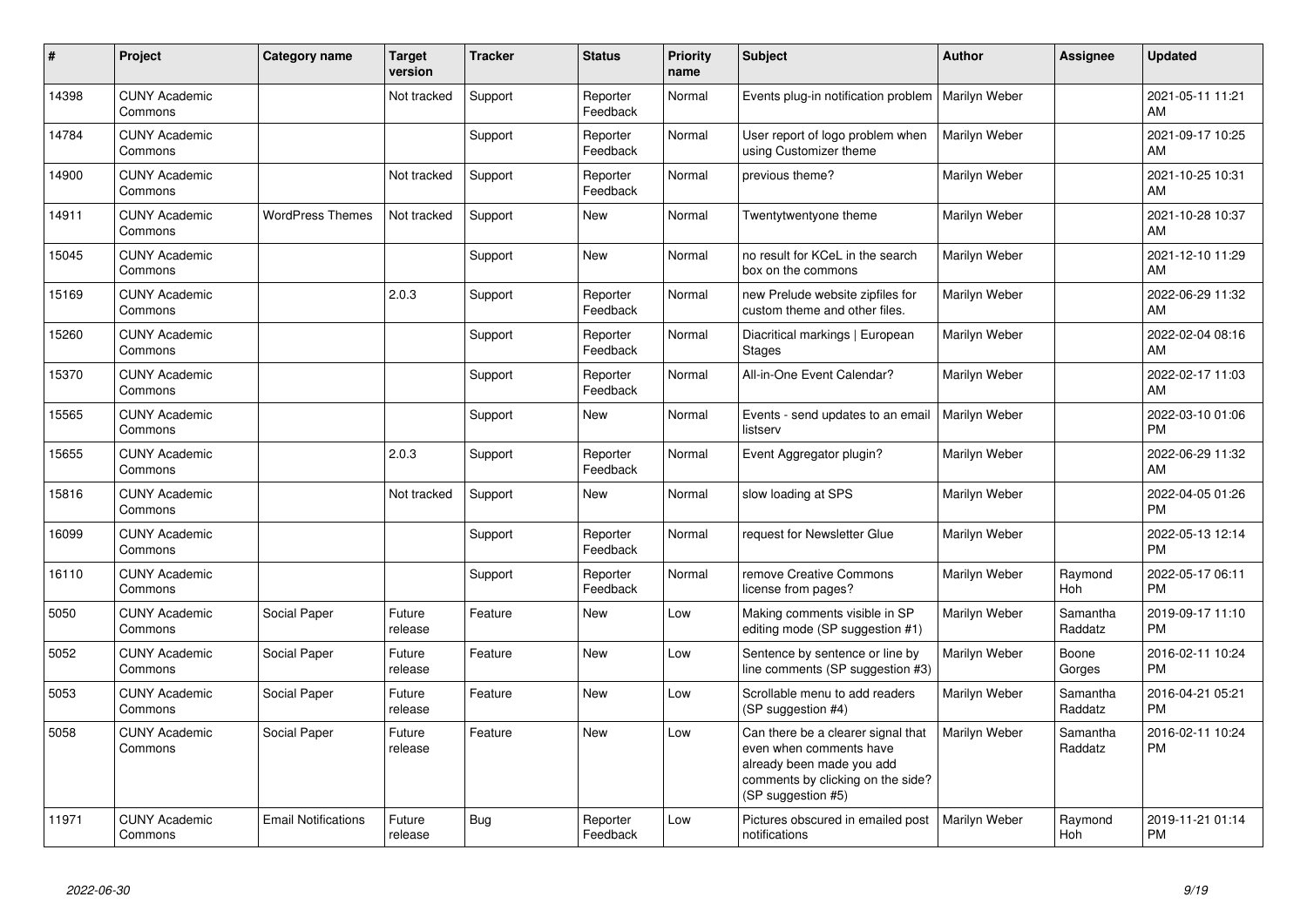| # | Project | Category name | Target version | Tracker | Status | Priority name | Subject | Author | Assignee | Updated |
|---|---|---|---|---|---|---|---|---|---|---|
| 14398 | CUNY Academic Commons | | Not tracked | Support | Reporter Feedback | Normal | Events plug-in notification problem | Marilyn Weber | | 2021-05-11 11:21 AM |
| 14784 | CUNY Academic Commons | | | Support | Reporter Feedback | Normal | User report of logo problem when using Customizer theme | Marilyn Weber | | 2021-09-17 10:25 AM |
| 14900 | CUNY Academic Commons | | Not tracked | Support | Reporter Feedback | Normal | previous theme? | Marilyn Weber | | 2021-10-25 10:31 AM |
| 14911 | CUNY Academic Commons | WordPress Themes | Not tracked | Support | New | Normal | Twentytwentyone theme | Marilyn Weber | | 2021-10-28 10:37 AM |
| 15045 | CUNY Academic Commons | | | Support | New | Normal | no result for KCeL in the search box on the commons | Marilyn Weber | | 2021-12-10 11:29 AM |
| 15169 | CUNY Academic Commons | | 2.0.3 | Support | Reporter Feedback | Normal | new Prelude website zipfiles for custom theme and other files. | Marilyn Weber | | 2022-06-29 11:32 AM |
| 15260 | CUNY Academic Commons | | | Support | Reporter Feedback | Normal | Diacritical markings \| European Stages | Marilyn Weber | | 2022-02-04 08:16 AM |
| 15370 | CUNY Academic Commons | | | Support | Reporter Feedback | Normal | All-in-One Event Calendar? | Marilyn Weber | | 2022-02-17 11:03 AM |
| 15565 | CUNY Academic Commons | | | Support | New | Normal | Events - send updates to an email listserv | Marilyn Weber | | 2022-03-10 01:06 PM |
| 15655 | CUNY Academic Commons | | 2.0.3 | Support | Reporter Feedback | Normal | Event Aggregator plugin? | Marilyn Weber | | 2022-06-29 11:32 AM |
| 15816 | CUNY Academic Commons | | Not tracked | Support | New | Normal | slow loading at SPS | Marilyn Weber | | 2022-04-05 01:26 PM |
| 16099 | CUNY Academic Commons | | | Support | Reporter Feedback | Normal | request for Newsletter Glue | Marilyn Weber | | 2022-05-13 12:14 PM |
| 16110 | CUNY Academic Commons | | | Support | Reporter Feedback | Normal | remove Creative Commons license from pages? | Marilyn Weber | Raymond Hoh | 2022-05-17 06:11 PM |
| 5050 | CUNY Academic Commons | Social Paper | Future release | Feature | New | Low | Making comments visible in SP editing mode (SP suggestion #1) | Marilyn Weber | Samantha Raddatz | 2019-09-17 11:10 PM |
| 5052 | CUNY Academic Commons | Social Paper | Future release | Feature | New | Low | Sentence by sentence or line by line comments (SP suggestion #3) | Marilyn Weber | Boone Gorges | 2016-02-11 10:24 PM |
| 5053 | CUNY Academic Commons | Social Paper | Future release | Feature | New | Low | Scrollable menu to add readers (SP suggestion #4) | Marilyn Weber | Samantha Raddatz | 2016-04-21 05:21 PM |
| 5058 | CUNY Academic Commons | Social Paper | Future release | Feature | New | Low | Can there be a clearer signal that even when comments have already been made you add comments by clicking on the side? (SP suggestion #5) | Marilyn Weber | Samantha Raddatz | 2016-02-11 10:24 PM |
| 11971 | CUNY Academic Commons | Email Notifications | Future release | Bug | Reporter Feedback | Low | Pictures obscured in emailed post notifications | Marilyn Weber | Raymond Hoh | 2019-11-21 01:14 PM |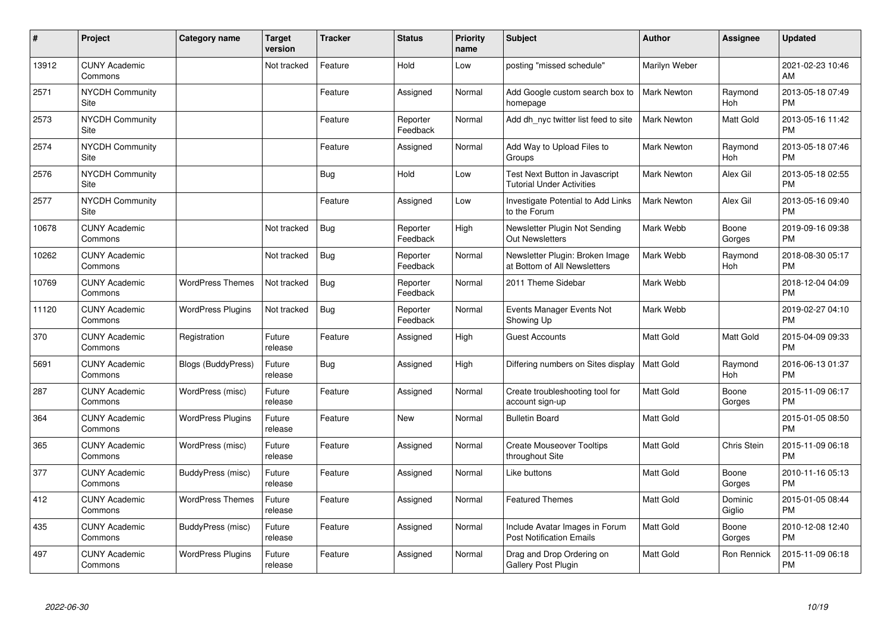| # | Project | Category name | Target version | Tracker | Status | Priority name | Subject | Author | Assignee | Updated |
|---|---|---|---|---|---|---|---|---|---|---|
| 13912 | CUNY Academic Commons | | Not tracked | Feature | Hold | Low | posting "missed schedule" | Marilyn Weber | | 2021-02-23 10:46 AM |
| 2571 | NYCDH Community Site | | | Feature | Assigned | Normal | Add Google custom search box to homepage | Mark Newton | Raymond Hoh | 2013-05-18 07:49 PM |
| 2573 | NYCDH Community Site | | | Feature | Reporter Feedback | Normal | Add dh_nyc twitter list feed to site | Mark Newton | Matt Gold | 2013-05-16 11:42 PM |
| 2574 | NYCDH Community Site | | | Feature | Assigned | Normal | Add Way to Upload Files to Groups | Mark Newton | Raymond Hoh | 2013-05-18 07:46 PM |
| 2576 | NYCDH Community Site | | | Bug | Hold | Low | Test Next Button in Javascript Tutorial Under Activities | Mark Newton | Alex Gil | 2013-05-18 02:55 PM |
| 2577 | NYCDH Community Site | | | Feature | Assigned | Low | Investigate Potential to Add Links to the Forum | Mark Newton | Alex Gil | 2013-05-16 09:40 PM |
| 10678 | CUNY Academic Commons | | Not tracked | Bug | Reporter Feedback | High | Newsletter Plugin Not Sending Out Newsletters | Mark Webb | Boone Gorges | 2019-09-16 09:38 PM |
| 10262 | CUNY Academic Commons | | Not tracked | Bug | Reporter Feedback | Normal | Newsletter Plugin: Broken Image at Bottom of All Newsletters | Mark Webb | Raymond Hoh | 2018-08-30 05:17 PM |
| 10769 | CUNY Academic Commons | WordPress Themes | Not tracked | Bug | Reporter Feedback | Normal | 2011 Theme Sidebar | Mark Webb | | 2018-12-04 04:09 PM |
| 11120 | CUNY Academic Commons | WordPress Plugins | Not tracked | Bug | Reporter Feedback | Normal | Events Manager Events Not Showing Up | Mark Webb | | 2019-02-27 04:10 PM |
| 370 | CUNY Academic Commons | Registration | Future release | Feature | Assigned | High | Guest Accounts | Matt Gold | Matt Gold | 2015-04-09 09:33 PM |
| 5691 | CUNY Academic Commons | Blogs (BuddyPress) | Future release | Bug | Assigned | High | Differing numbers on Sites display | Matt Gold | Raymond Hoh | 2016-06-13 01:37 PM |
| 287 | CUNY Academic Commons | WordPress (misc) | Future release | Feature | Assigned | Normal | Create troubleshooting tool for account sign-up | Matt Gold | Boone Gorges | 2015-11-09 06:17 PM |
| 364 | CUNY Academic Commons | WordPress Plugins | Future release | Feature | New | Normal | Bulletin Board | Matt Gold | | 2015-01-05 08:50 PM |
| 365 | CUNY Academic Commons | WordPress (misc) | Future release | Feature | Assigned | Normal | Create Mouseover Tooltips throughout Site | Matt Gold | Chris Stein | 2015-11-09 06:18 PM |
| 377 | CUNY Academic Commons | BuddyPress (misc) | Future release | Feature | Assigned | Normal | Like buttons | Matt Gold | Boone Gorges | 2010-11-16 05:13 PM |
| 412 | CUNY Academic Commons | WordPress Themes | Future release | Feature | Assigned | Normal | Featured Themes | Matt Gold | Dominic Giglio | 2015-01-05 08:44 PM |
| 435 | CUNY Academic Commons | BuddyPress (misc) | Future release | Feature | Assigned | Normal | Include Avatar Images in Forum Post Notification Emails | Matt Gold | Boone Gorges | 2010-12-08 12:40 PM |
| 497 | CUNY Academic Commons | WordPress Plugins | Future release | Feature | Assigned | Normal | Drag and Drop Ordering on Gallery Post Plugin | Matt Gold | Ron Rennick | 2015-11-09 06:18 PM |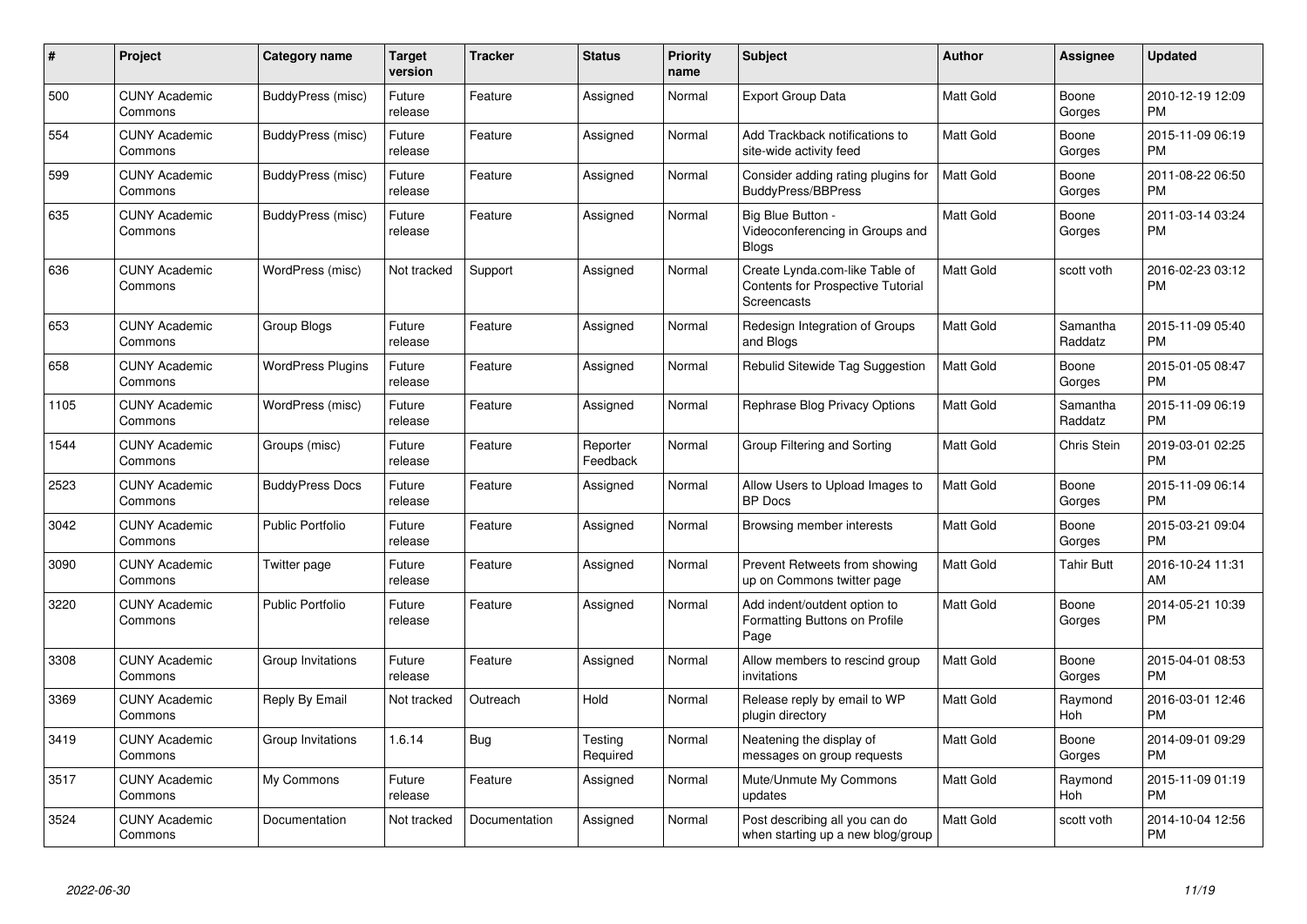| # | Project | Category name | Target version | Tracker | Status | Priority name | Subject | Author | Assignee | Updated |
|---|---|---|---|---|---|---|---|---|---|---|
| 500 | CUNY Academic Commons | BuddyPress (misc) | Future release | Feature | Assigned | Normal | Export Group Data | Matt Gold | Boone Gorges | 2010-12-19 12:09 PM |
| 554 | CUNY Academic Commons | BuddyPress (misc) | Future release | Feature | Assigned | Normal | Add Trackback notifications to site-wide activity feed | Matt Gold | Boone Gorges | 2015-11-09 06:19 PM |
| 599 | CUNY Academic Commons | BuddyPress (misc) | Future release | Feature | Assigned | Normal | Consider adding rating plugins for BuddyPress/BBPress | Matt Gold | Boone Gorges | 2011-08-22 06:50 PM |
| 635 | CUNY Academic Commons | BuddyPress (misc) | Future release | Feature | Assigned | Normal | Big Blue Button - Videoconferencing in Groups and Blogs | Matt Gold | Boone Gorges | 2011-03-14 03:24 PM |
| 636 | CUNY Academic Commons | WordPress (misc) | Not tracked | Support | Assigned | Normal | Create Lynda.com-like Table of Contents for Prospective Tutorial Screencasts | Matt Gold | scott voth | 2016-02-23 03:12 PM |
| 653 | CUNY Academic Commons | Group Blogs | Future release | Feature | Assigned | Normal | Redesign Integration of Groups and Blogs | Matt Gold | Samantha Raddatz | 2015-11-09 05:40 PM |
| 658 | CUNY Academic Commons | WordPress Plugins | Future release | Feature | Assigned | Normal | Rebulid Sitewide Tag Suggestion | Matt Gold | Boone Gorges | 2015-01-05 08:47 PM |
| 1105 | CUNY Academic Commons | WordPress (misc) | Future release | Feature | Assigned | Normal | Rephrase Blog Privacy Options | Matt Gold | Samantha Raddatz | 2015-11-09 06:19 PM |
| 1544 | CUNY Academic Commons | Groups (misc) | Future release | Feature | Reporter Feedback | Normal | Group Filtering and Sorting | Matt Gold | Chris Stein | 2019-03-01 02:25 PM |
| 2523 | CUNY Academic Commons | BuddyPress Docs | Future release | Feature | Assigned | Normal | Allow Users to Upload Images to BP Docs | Matt Gold | Boone Gorges | 2015-11-09 06:14 PM |
| 3042 | CUNY Academic Commons | Public Portfolio | Future release | Feature | Assigned | Normal | Browsing member interests | Matt Gold | Boone Gorges | 2015-03-21 09:04 PM |
| 3090 | CUNY Academic Commons | Twitter page | Future release | Feature | Assigned | Normal | Prevent Retweets from showing up on Commons twitter page | Matt Gold | Tahir Butt | 2016-10-24 11:31 AM |
| 3220 | CUNY Academic Commons | Public Portfolio | Future release | Feature | Assigned | Normal | Add indent/outdent option to Formatting Buttons on Profile Page | Matt Gold | Boone Gorges | 2014-05-21 10:39 PM |
| 3308 | CUNY Academic Commons | Group Invitations | Future release | Feature | Assigned | Normal | Allow members to rescind group invitations | Matt Gold | Boone Gorges | 2015-04-01 08:53 PM |
| 3369 | CUNY Academic Commons | Reply By Email | Not tracked | Outreach | Hold | Normal | Release reply by email to WP plugin directory | Matt Gold | Raymond Hoh | 2016-03-01 12:46 PM |
| 3419 | CUNY Academic Commons | Group Invitations | 1.6.14 | Bug | Testing Required | Normal | Neatening the display of messages on group requests | Matt Gold | Boone Gorges | 2014-09-01 09:29 PM |
| 3517 | CUNY Academic Commons | My Commons | Future release | Feature | Assigned | Normal | Mute/Unmute My Commons updates | Matt Gold | Raymond Hoh | 2015-11-09 01:19 PM |
| 3524 | CUNY Academic Commons | Documentation | Not tracked | Documentation | Assigned | Normal | Post describing all you can do when starting up a new blog/group | Matt Gold | scott voth | 2014-10-04 12:56 PM |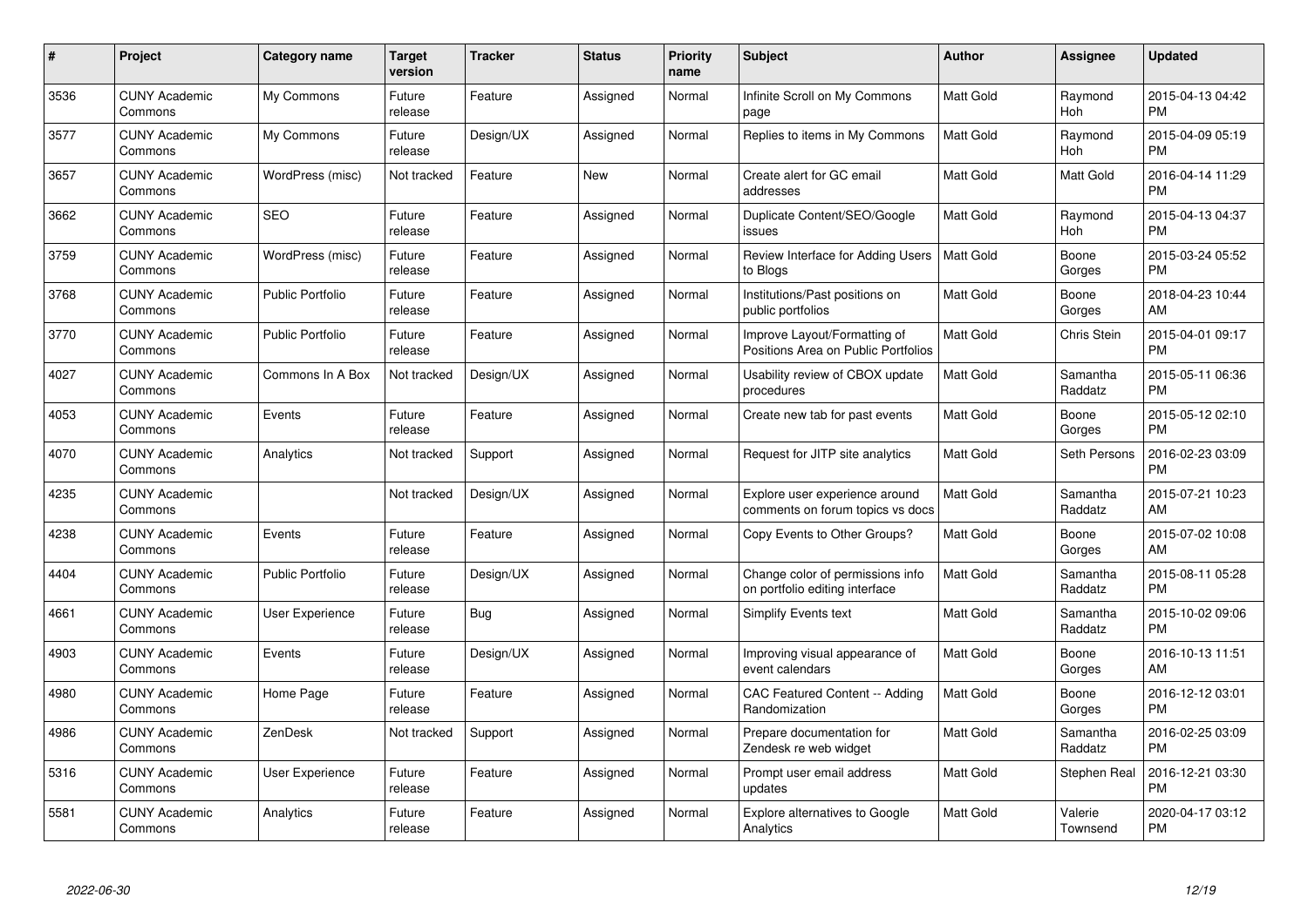| # | Project | Category name | Target version | Tracker | Status | Priority name | Subject | Author | Assignee | Updated |
|---|---|---|---|---|---|---|---|---|---|---|
| 3536 | CUNY Academic Commons | My Commons | Future release | Feature | Assigned | Normal | Infinite Scroll on My Commons page | Matt Gold | Raymond Hoh | 2015-04-13 04:42 PM |
| 3577 | CUNY Academic Commons | My Commons | Future release | Design/UX | Assigned | Normal | Replies to items in My Commons | Matt Gold | Raymond Hoh | 2015-04-09 05:19 PM |
| 3657 | CUNY Academic Commons | WordPress (misc) | Not tracked | Feature | New | Normal | Create alert for GC email addresses | Matt Gold | Matt Gold | 2016-04-14 11:29 PM |
| 3662 | CUNY Academic Commons | SEO | Future release | Feature | Assigned | Normal | Duplicate Content/SEO/Google issues | Matt Gold | Raymond Hoh | 2015-04-13 04:37 PM |
| 3759 | CUNY Academic Commons | WordPress (misc) | Future release | Feature | Assigned | Normal | Review Interface for Adding Users to Blogs | Matt Gold | Boone Gorges | 2015-03-24 05:52 PM |
| 3768 | CUNY Academic Commons | Public Portfolio | Future release | Feature | Assigned | Normal | Institutions/Past positions on public portfolios | Matt Gold | Boone Gorges | 2018-04-23 10:44 AM |
| 3770 | CUNY Academic Commons | Public Portfolio | Future release | Feature | Assigned | Normal | Improve Layout/Formatting of Positions Area on Public Portfolios | Matt Gold | Chris Stein | 2015-04-01 09:17 PM |
| 4027 | CUNY Academic Commons | Commons In A Box | Not tracked | Design/UX | Assigned | Normal | Usability review of CBOX update procedures | Matt Gold | Samantha Raddatz | 2015-05-11 06:36 PM |
| 4053 | CUNY Academic Commons | Events | Future release | Feature | Assigned | Normal | Create new tab for past events | Matt Gold | Boone Gorges | 2015-05-12 02:10 PM |
| 4070 | CUNY Academic Commons | Analytics | Not tracked | Support | Assigned | Normal | Request for JITP site analytics | Matt Gold | Seth Persons | 2016-02-23 03:09 PM |
| 4235 | CUNY Academic Commons | | Not tracked | Design/UX | Assigned | Normal | Explore user experience around comments on forum topics vs docs | Matt Gold | Samantha Raddatz | 2015-07-21 10:23 AM |
| 4238 | CUNY Academic Commons | Events | Future release | Feature | Assigned | Normal | Copy Events to Other Groups? | Matt Gold | Boone Gorges | 2015-07-02 10:08 AM |
| 4404 | CUNY Academic Commons | Public Portfolio | Future release | Design/UX | Assigned | Normal | Change color of permissions info on portfolio editing interface | Matt Gold | Samantha Raddatz | 2015-08-11 05:28 PM |
| 4661 | CUNY Academic Commons | User Experience | Future release | Bug | Assigned | Normal | Simplify Events text | Matt Gold | Samantha Raddatz | 2015-10-02 09:06 PM |
| 4903 | CUNY Academic Commons | Events | Future release | Design/UX | Assigned | Normal | Improving visual appearance of event calendars | Matt Gold | Boone Gorges | 2016-10-13 11:51 AM |
| 4980 | CUNY Academic Commons | Home Page | Future release | Feature | Assigned | Normal | CAC Featured Content -- Adding Randomization | Matt Gold | Boone Gorges | 2016-12-12 03:01 PM |
| 4986 | CUNY Academic Commons | ZenDesk | Not tracked | Support | Assigned | Normal | Prepare documentation for Zendesk re web widget | Matt Gold | Samantha Raddatz | 2016-02-25 03:09 PM |
| 5316 | CUNY Academic Commons | User Experience | Future release | Feature | Assigned | Normal | Prompt user email address updates | Matt Gold | Stephen Real | 2016-12-21 03:30 PM |
| 5581 | CUNY Academic Commons | Analytics | Future release | Feature | Assigned | Normal | Explore alternatives to Google Analytics | Matt Gold | Valerie Townsend | 2020-04-17 03:12 PM |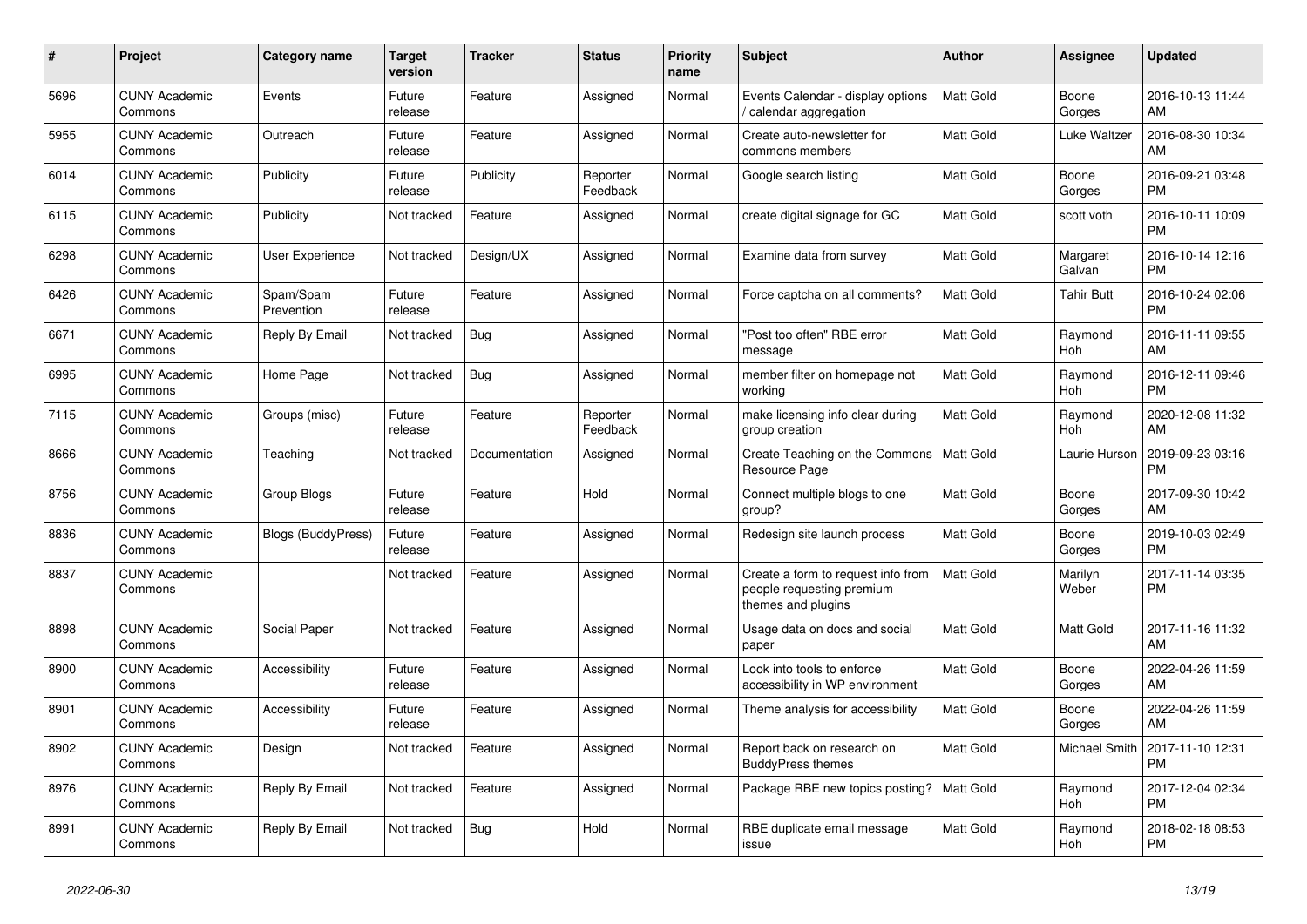| # | Project | Category name | Target version | Tracker | Status | Priority name | Subject | Author | Assignee | Updated |
|---|---|---|---|---|---|---|---|---|---|---|
| 5696 | CUNY Academic Commons | Events | Future release | Feature | Assigned | Normal | Events Calendar - display options / calendar aggregation | Matt Gold | Boone Gorges | 2016-10-13 11:44 AM |
| 5955 | CUNY Academic Commons | Outreach | Future release | Feature | Assigned | Normal | Create auto-newsletter for commons members | Matt Gold | Luke Waltzer | 2016-08-30 10:34 AM |
| 6014 | CUNY Academic Commons | Publicity | Future release | Publicity | Reporter Feedback | Normal | Google search listing | Matt Gold | Boone Gorges | 2016-09-21 03:48 PM |
| 6115 | CUNY Academic Commons | Publicity | Not tracked | Feature | Assigned | Normal | create digital signage for GC | Matt Gold | scott voth | 2016-10-11 10:09 PM |
| 6298 | CUNY Academic Commons | User Experience | Not tracked | Design/UX | Assigned | Normal | Examine data from survey | Matt Gold | Margaret Galvan | 2016-10-14 12:16 PM |
| 6426 | CUNY Academic Commons | Spam/Spam Prevention | Future release | Feature | Assigned | Normal | Force captcha on all comments? | Matt Gold | Tahir Butt | 2016-10-24 02:06 PM |
| 6671 | CUNY Academic Commons | Reply By Email | Not tracked | Bug | Assigned | Normal | "Post too often" RBE error message | Matt Gold | Raymond Hoh | 2016-11-11 09:55 AM |
| 6995 | CUNY Academic Commons | Home Page | Not tracked | Bug | Assigned | Normal | member filter on homepage not working | Matt Gold | Raymond Hoh | 2016-12-11 09:46 PM |
| 7115 | CUNY Academic Commons | Groups (misc) | Future release | Feature | Reporter Feedback | Normal | make licensing info clear during group creation | Matt Gold | Raymond Hoh | 2020-12-08 11:32 AM |
| 8666 | CUNY Academic Commons | Teaching | Not tracked | Documentation | Assigned | Normal | Create Teaching on the Commons Resource Page | Matt Gold | Laurie Hurson | 2019-09-23 03:16 PM |
| 8756 | CUNY Academic Commons | Group Blogs | Future release | Feature | Hold | Normal | Connect multiple blogs to one group? | Matt Gold | Boone Gorges | 2017-09-30 10:42 AM |
| 8836 | CUNY Academic Commons | Blogs (BuddyPress) | Future release | Feature | Assigned | Normal | Redesign site launch process | Matt Gold | Boone Gorges | 2019-10-03 02:49 PM |
| 8837 | CUNY Academic Commons | | Not tracked | Feature | Assigned | Normal | Create a form to request info from people requesting premium themes and plugins | Matt Gold | Marilyn Weber | 2017-11-14 03:35 PM |
| 8898 | CUNY Academic Commons | Social Paper | Not tracked | Feature | Assigned | Normal | Usage data on docs and social paper | Matt Gold | Matt Gold | 2017-11-16 11:32 AM |
| 8900 | CUNY Academic Commons | Accessibility | Future release | Feature | Assigned | Normal | Look into tools to enforce accessibility in WP environment | Matt Gold | Boone Gorges | 2022-04-26 11:59 AM |
| 8901 | CUNY Academic Commons | Accessibility | Future release | Feature | Assigned | Normal | Theme analysis for accessibility | Matt Gold | Boone Gorges | 2022-04-26 11:59 AM |
| 8902 | CUNY Academic Commons | Design | Not tracked | Feature | Assigned | Normal | Report back on research on BuddyPress themes | Matt Gold | Michael Smith | 2017-11-10 12:31 PM |
| 8976 | CUNY Academic Commons | Reply By Email | Not tracked | Feature | Assigned | Normal | Package RBE new topics posting? | Matt Gold | Raymond Hoh | 2017-12-04 02:34 PM |
| 8991 | CUNY Academic Commons | Reply By Email | Not tracked | Bug | Hold | Normal | RBE duplicate email message issue | Matt Gold | Raymond Hoh | 2018-02-18 08:53 PM |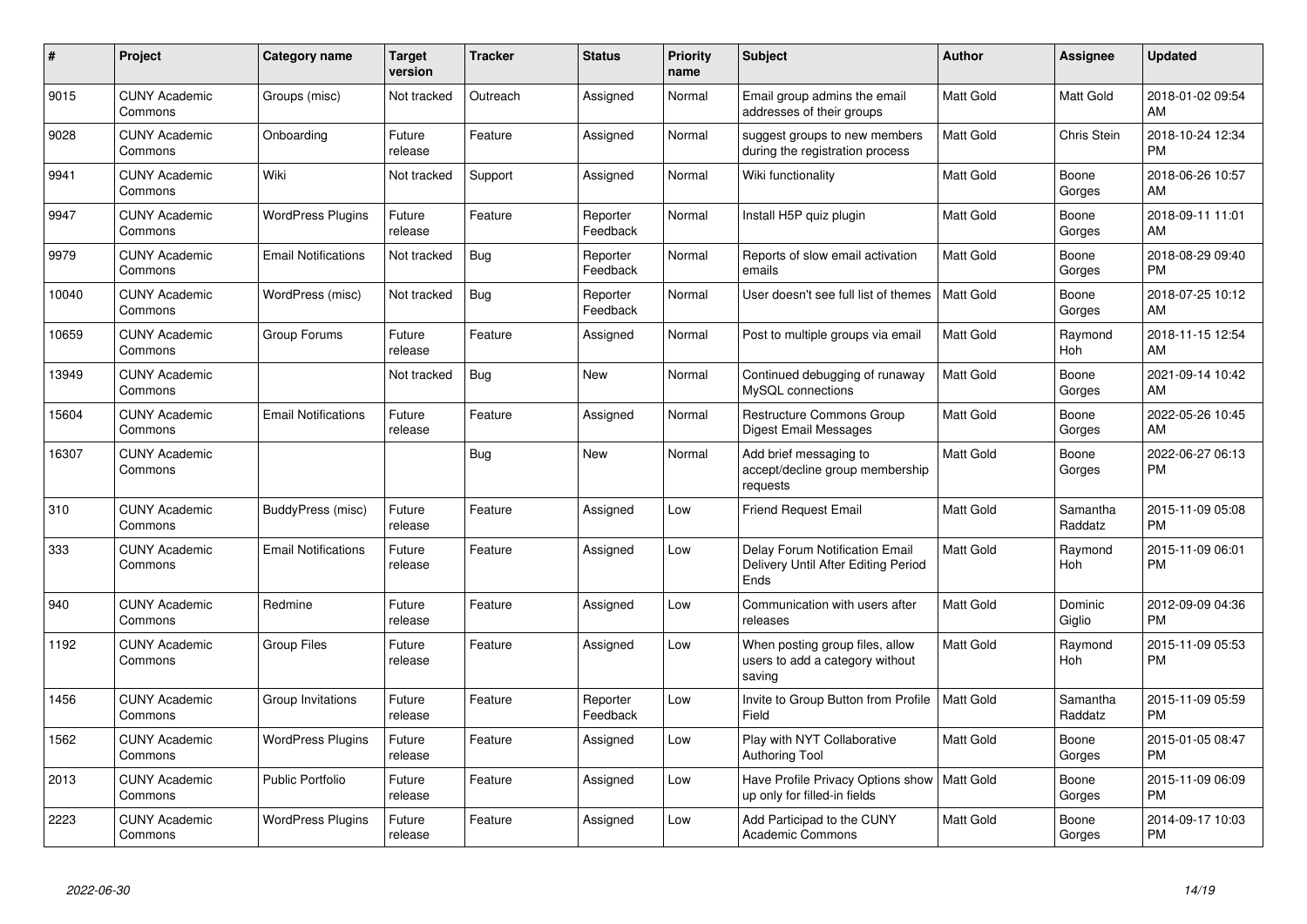| # | Project | Category name | Target version | Tracker | Status | Priority name | Subject | Author | Assignee | Updated |
|---|---|---|---|---|---|---|---|---|---|---|
| 9015 | CUNY Academic Commons | Groups (misc) | Not tracked | Outreach | Assigned | Normal | Email group admins the email addresses of their groups | Matt Gold | Matt Gold | 2018-01-02 09:54 AM |
| 9028 | CUNY Academic Commons | Onboarding | Future release | Feature | Assigned | Normal | suggest groups to new members during the registration process | Matt Gold | Chris Stein | 2018-10-24 12:34 PM |
| 9941 | CUNY Academic Commons | Wiki | Not tracked | Support | Assigned | Normal | Wiki functionality | Matt Gold | Boone Gorges | 2018-06-26 10:57 AM |
| 9947 | CUNY Academic Commons | WordPress Plugins | Future release | Feature | Reporter Feedback | Normal | Install H5P quiz plugin | Matt Gold | Boone Gorges | 2018-09-11 11:01 AM |
| 9979 | CUNY Academic Commons | Email Notifications | Not tracked | Bug | Reporter Feedback | Normal | Reports of slow email activation emails | Matt Gold | Boone Gorges | 2018-08-29 09:40 PM |
| 10040 | CUNY Academic Commons | WordPress (misc) | Not tracked | Bug | Reporter Feedback | Normal | User doesn't see full list of themes | Matt Gold | Boone Gorges | 2018-07-25 10:12 AM |
| 10659 | CUNY Academic Commons | Group Forums | Future release | Feature | Assigned | Normal | Post to multiple groups via email | Matt Gold | Raymond Hoh | 2018-11-15 12:54 AM |
| 13949 | CUNY Academic Commons | | Not tracked | Bug | New | Normal | Continued debugging of runaway MySQL connections | Matt Gold | Boone Gorges | 2021-09-14 10:42 AM |
| 15604 | CUNY Academic Commons | Email Notifications | Future release | Feature | Assigned | Normal | Restructure Commons Group Digest Email Messages | Matt Gold | Boone Gorges | 2022-05-26 10:45 AM |
| 16307 | CUNY Academic Commons | | | Bug | New | Normal | Add brief messaging to accept/decline group membership requests | Matt Gold | Boone Gorges | 2022-06-27 06:13 PM |
| 310 | CUNY Academic Commons | BuddyPress (misc) | Future release | Feature | Assigned | Low | Friend Request Email | Matt Gold | Samantha Raddatz | 2015-11-09 05:08 PM |
| 333 | CUNY Academic Commons | Email Notifications | Future release | Feature | Assigned | Low | Delay Forum Notification Email Delivery Until After Editing Period Ends | Matt Gold | Raymond Hoh | 2015-11-09 06:01 PM |
| 940 | CUNY Academic Commons | Redmine | Future release | Feature | Assigned | Low | Communication with users after releases | Matt Gold | Dominic Giglio | 2012-09-09 04:36 PM |
| 1192 | CUNY Academic Commons | Group Files | Future release | Feature | Assigned | Low | When posting group files, allow users to add a category without saving | Matt Gold | Raymond Hoh | 2015-11-09 05:53 PM |
| 1456 | CUNY Academic Commons | Group Invitations | Future release | Feature | Reporter Feedback | Low | Invite to Group Button from Profile Field | Matt Gold | Samantha Raddatz | 2015-11-09 05:59 PM |
| 1562 | CUNY Academic Commons | WordPress Plugins | Future release | Feature | Assigned | Low | Play with NYT Collaborative Authoring Tool | Matt Gold | Boone Gorges | 2015-01-05 08:47 PM |
| 2013 | CUNY Academic Commons | Public Portfolio | Future release | Feature | Assigned | Low | Have Profile Privacy Options show up only for filled-in fields | Matt Gold | Boone Gorges | 2015-11-09 06:09 PM |
| 2223 | CUNY Academic Commons | WordPress Plugins | Future release | Feature | Assigned | Low | Add Participad to the CUNY Academic Commons | Matt Gold | Boone Gorges | 2014-09-17 10:03 PM |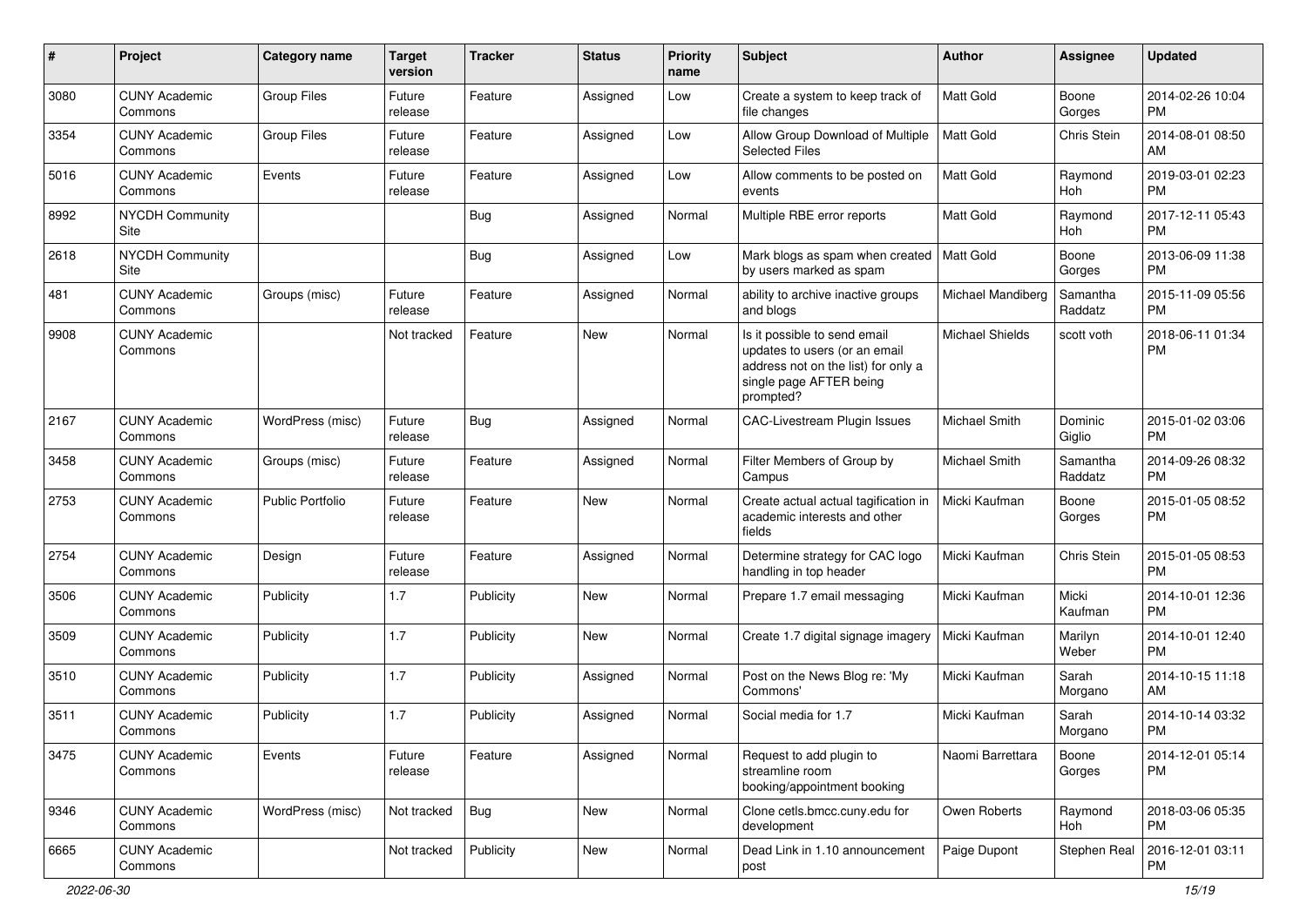| # | Project | Category name | Target version | Tracker | Status | Priority name | Subject | Author | Assignee | Updated |
|---|---|---|---|---|---|---|---|---|---|---|
| 3080 | CUNY Academic Commons | Group Files | Future release | Feature | Assigned | Low | Create a system to keep track of file changes | Matt Gold | Boone Gorges | 2014-02-26 10:04 PM |
| 3354 | CUNY Academic Commons | Group Files | Future release | Feature | Assigned | Low | Allow Group Download of Multiple Selected Files | Matt Gold | Chris Stein | 2014-08-01 08:50 AM |
| 5016 | CUNY Academic Commons | Events | Future release | Feature | Assigned | Low | Allow comments to be posted on events | Matt Gold | Raymond Hoh | 2019-03-01 02:23 PM |
| 8992 | NYCDH Community Site | | | Bug | Assigned | Normal | Multiple RBE error reports | Matt Gold | Raymond Hoh | 2017-12-11 05:43 PM |
| 2618 | NYCDH Community Site | | | Bug | Assigned | Low | Mark blogs as spam when created by users marked as spam | Matt Gold | Boone Gorges | 2013-06-09 11:38 PM |
| 481 | CUNY Academic Commons | Groups (misc) | Future release | Feature | Assigned | Normal | ability to archive inactive groups and blogs | Michael Mandiberg | Samantha Raddatz | 2015-11-09 05:56 PM |
| 9908 | CUNY Academic Commons | | Not tracked | Feature | New | Normal | Is it possible to send email updates to users (or an email address not on the list) for only a single page AFTER being prompted? | Michael Shields | scott voth | 2018-06-11 01:34 PM |
| 2167 | CUNY Academic Commons | WordPress (misc) | Future release | Bug | Assigned | Normal | CAC-Livestream Plugin Issues | Michael Smith | Dominic Giglio | 2015-01-02 03:06 PM |
| 3458 | CUNY Academic Commons | Groups (misc) | Future release | Feature | Assigned | Normal | Filter Members of Group by Campus | Michael Smith | Samantha Raddatz | 2014-09-26 08:32 PM |
| 2753 | CUNY Academic Commons | Public Portfolio | Future release | Feature | New | Normal | Create actual actual tagification in academic interests and other fields | Micki Kaufman | Boone Gorges | 2015-01-05 08:52 PM |
| 2754 | CUNY Academic Commons | Design | Future release | Feature | Assigned | Normal | Determine strategy for CAC logo handling in top header | Micki Kaufman | Chris Stein | 2015-01-05 08:53 PM |
| 3506 | CUNY Academic Commons | Publicity | 1.7 | Publicity | New | Normal | Prepare 1.7 email messaging | Micki Kaufman | Micki Kaufman | 2014-10-01 12:36 PM |
| 3509 | CUNY Academic Commons | Publicity | 1.7 | Publicity | New | Normal | Create 1.7 digital signage imagery | Micki Kaufman | Marilyn Weber | 2014-10-01 12:40 PM |
| 3510 | CUNY Academic Commons | Publicity | 1.7 | Publicity | Assigned | Normal | Post on the News Blog re: 'My Commons' | Micki Kaufman | Sarah Morgano | 2014-10-15 11:18 AM |
| 3511 | CUNY Academic Commons | Publicity | 1.7 | Publicity | Assigned | Normal | Social media for 1.7 | Micki Kaufman | Sarah Morgano | 2014-10-14 03:32 PM |
| 3475 | CUNY Academic Commons | Events | Future release | Feature | Assigned | Normal | Request to add plugin to streamline room booking/appointment booking | Naomi Barrettara | Boone Gorges | 2014-12-01 05:14 PM |
| 9346 | CUNY Academic Commons | WordPress (misc) | Not tracked | Bug | New | Normal | Clone cetls.bmcc.cuny.edu for development | Owen Roberts | Raymond Hoh | 2018-03-06 05:35 PM |
| 6665 | CUNY Academic Commons | | Not tracked | Publicity | New | Normal | Dead Link in 1.10 announcement post | Paige Dupont | Stephen Real | 2016-12-01 03:11 PM |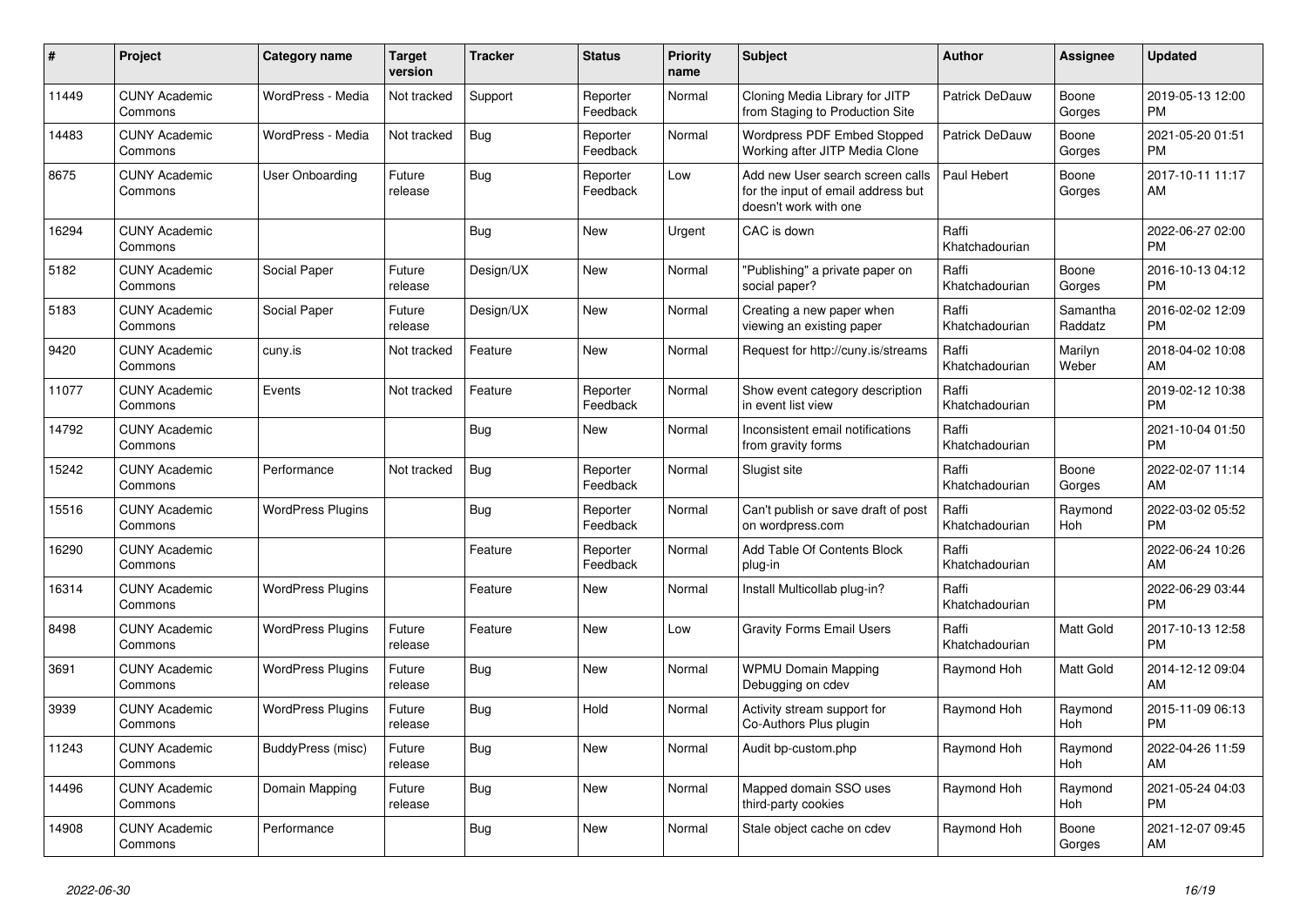| # | Project | Category name | Target version | Tracker | Status | Priority name | Subject | Author | Assignee | Updated |
|---|---|---|---|---|---|---|---|---|---|---|
| 11449 | CUNY Academic Commons | WordPress - Media | Not tracked | Support | Reporter Feedback | Normal | Cloning Media Library for JITP from Staging to Production Site | Patrick DeDauw | Boone Gorges | 2019-05-13 12:00 PM |
| 14483 | CUNY Academic Commons | WordPress - Media | Not tracked | Bug | Reporter Feedback | Normal | Wordpress PDF Embed Stopped Working after JITP Media Clone | Patrick DeDauw | Boone Gorges | 2021-05-20 01:51 PM |
| 8675 | CUNY Academic Commons | User Onboarding | Future release | Bug | Reporter Feedback | Low | Add new User search screen calls for the input of email address but doesn't work with one | Paul Hebert | Boone Gorges | 2017-10-11 11:17 AM |
| 16294 | CUNY Academic Commons | | | Bug | New | Urgent | CAC is down | Raffi Khatchadourian | | 2022-06-27 02:00 PM |
| 5182 | CUNY Academic Commons | Social Paper | Future release | Design/UX | New | Normal | "Publishing" a private paper on social paper? | Raffi Khatchadourian | Boone Gorges | 2016-10-13 04:12 PM |
| 5183 | CUNY Academic Commons | Social Paper | Future release | Design/UX | New | Normal | Creating a new paper when viewing an existing paper | Raffi Khatchadourian | Samantha Raddatz | 2016-02-02 12:09 PM |
| 9420 | CUNY Academic Commons | cuny.is | Not tracked | Feature | New | Normal | Request for http://cuny.is/streams | Raffi Khatchadourian | Marilyn Weber | 2018-04-02 10:08 AM |
| 11077 | CUNY Academic Commons | Events | Not tracked | Feature | Reporter Feedback | Normal | Show event category description in event list view | Raffi Khatchadourian | | 2019-02-12 10:38 PM |
| 14792 | CUNY Academic Commons | | | Bug | New | Normal | Inconsistent email notifications from gravity forms | Raffi Khatchadourian | | 2021-10-04 01:50 PM |
| 15242 | CUNY Academic Commons | Performance | Not tracked | Bug | Reporter Feedback | Normal | Slugist site | Raffi Khatchadourian | Boone Gorges | 2022-02-07 11:14 AM |
| 15516 | CUNY Academic Commons | WordPress Plugins | | Bug | Reporter Feedback | Normal | Can't publish or save draft of post on wordpress.com | Raffi Khatchadourian | Raymond Hoh | 2022-03-02 05:52 PM |
| 16290 | CUNY Academic Commons | | | Feature | Reporter Feedback | Normal | Add Table Of Contents Block plug-in | Raffi Khatchadourian | | 2022-06-24 10:26 AM |
| 16314 | CUNY Academic Commons | WordPress Plugins | | Feature | New | Normal | Install Multicollab plug-in? | Raffi Khatchadourian | | 2022-06-29 03:44 PM |
| 8498 | CUNY Academic Commons | WordPress Plugins | Future release | Feature | New | Low | Gravity Forms Email Users | Raffi Khatchadourian | Matt Gold | 2017-10-13 12:58 PM |
| 3691 | CUNY Academic Commons | WordPress Plugins | Future release | Bug | New | Normal | WPMU Domain Mapping Debugging on cdev | Raymond Hoh | Matt Gold | 2014-12-12 09:04 AM |
| 3939 | CUNY Academic Commons | WordPress Plugins | Future release | Bug | Hold | Normal | Activity stream support for Co-Authors Plus plugin | Raymond Hoh | Raymond Hoh | 2015-11-09 06:13 PM |
| 11243 | CUNY Academic Commons | BuddyPress (misc) | Future release | Bug | New | Normal | Audit bp-custom.php | Raymond Hoh | Raymond Hoh | 2022-04-26 11:59 AM |
| 14496 | CUNY Academic Commons | Domain Mapping | Future release | Bug | New | Normal | Mapped domain SSO uses third-party cookies | Raymond Hoh | Raymond Hoh | 2021-05-24 04:03 PM |
| 14908 | CUNY Academic Commons | Performance | | Bug | New | Normal | Stale object cache on cdev | Raymond Hoh | Boone Gorges | 2021-12-07 09:45 AM |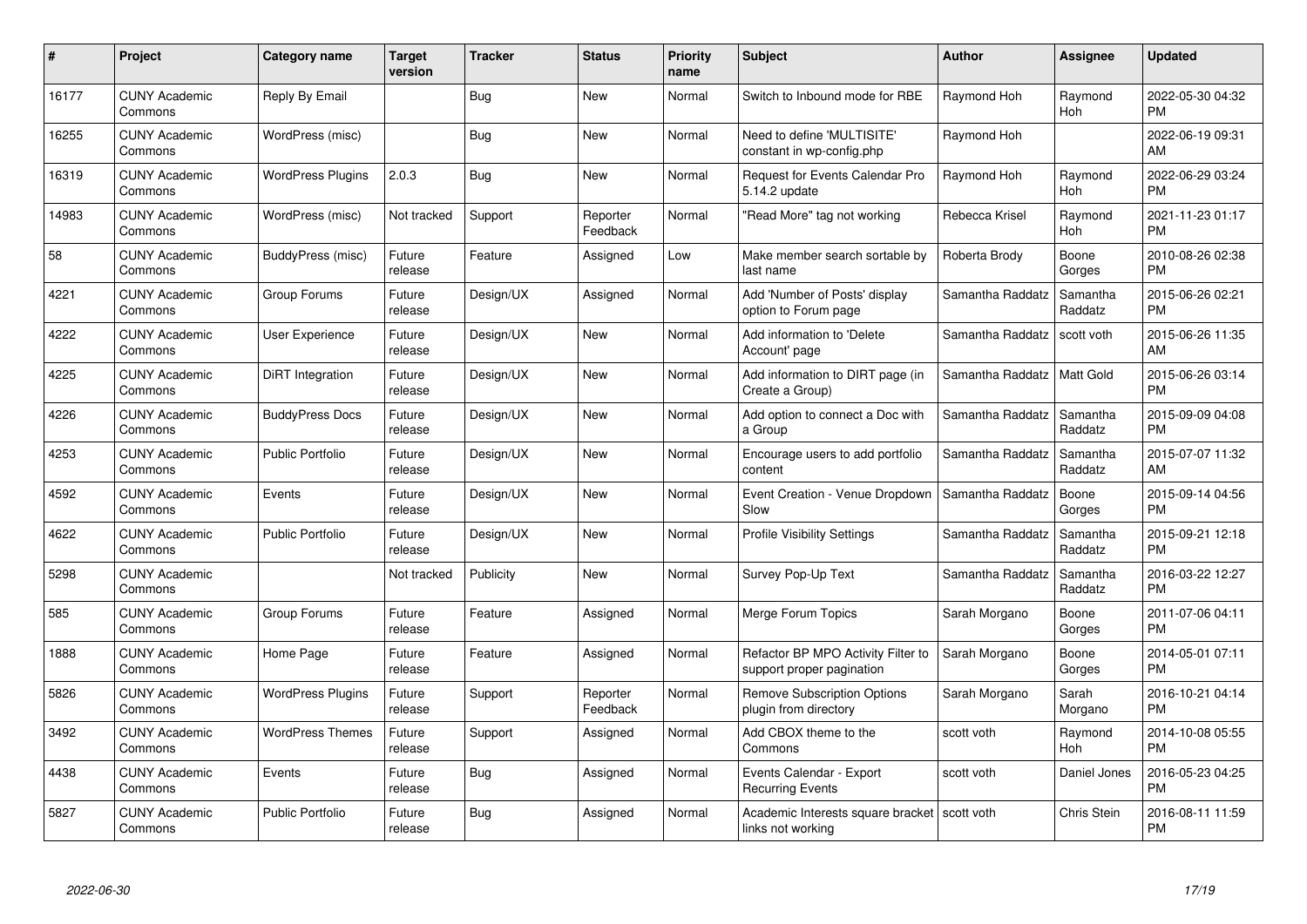| # | Project | Category name | Target version | Tracker | Status | Priority name | Subject | Author | Assignee | Updated |
|---|---|---|---|---|---|---|---|---|---|---|
| 16177 | CUNY Academic Commons | Reply By Email | | Bug | New | Normal | Switch to Inbound mode for RBE | Raymond Hoh | Raymond Hoh | 2022-05-30 04:32 PM |
| 16255 | CUNY Academic Commons | WordPress (misc) | | Bug | New | Normal | Need to define 'MULTISITE' constant in wp-config.php | Raymond Hoh | | 2022-06-19 09:31 AM |
| 16319 | CUNY Academic Commons | WordPress Plugins | 2.0.3 | Bug | New | Normal | Request for Events Calendar Pro 5.14.2 update | Raymond Hoh | Raymond Hoh | 2022-06-29 03:24 PM |
| 14983 | CUNY Academic Commons | WordPress (misc) | Not tracked | Support | Reporter Feedback | Normal | "Read More" tag not working | Rebecca Krisel | Raymond Hoh | 2021-11-23 01:17 PM |
| 58 | CUNY Academic Commons | BuddyPress (misc) | Future release | Feature | Assigned | Low | Make member search sortable by last name | Roberta Brody | Boone Gorges | 2010-08-26 02:38 PM |
| 4221 | CUNY Academic Commons | Group Forums | Future release | Design/UX | Assigned | Normal | Add 'Number of Posts' display option to Forum page | Samantha Raddatz | Samantha Raddatz | 2015-06-26 02:21 PM |
| 4222 | CUNY Academic Commons | User Experience | Future release | Design/UX | New | Normal | Add information to 'Delete Account' page | Samantha Raddatz | scott voth | 2015-06-26 11:35 AM |
| 4225 | CUNY Academic Commons | DiRT Integration | Future release | Design/UX | New | Normal | Add information to DIRT page (in Create a Group) | Samantha Raddatz | Matt Gold | 2015-06-26 03:14 PM |
| 4226 | CUNY Academic Commons | BuddyPress Docs | Future release | Design/UX | New | Normal | Add option to connect a Doc with a Group | Samantha Raddatz | Samantha Raddatz | 2015-09-09 04:08 PM |
| 4253 | CUNY Academic Commons | Public Portfolio | Future release | Design/UX | New | Normal | Encourage users to add portfolio content | Samantha Raddatz | Samantha Raddatz | 2015-07-07 11:32 AM |
| 4592 | CUNY Academic Commons | Events | Future release | Design/UX | New | Normal | Event Creation - Venue Dropdown Slow | Samantha Raddatz | Boone Gorges | 2015-09-14 04:56 PM |
| 4622 | CUNY Academic Commons | Public Portfolio | Future release | Design/UX | New | Normal | Profile Visibility Settings | Samantha Raddatz | Samantha Raddatz | 2015-09-21 12:18 PM |
| 5298 | CUNY Academic Commons | | Not tracked | Publicity | New | Normal | Survey Pop-Up Text | Samantha Raddatz | Samantha Raddatz | 2016-03-22 12:27 PM |
| 585 | CUNY Academic Commons | Group Forums | Future release | Feature | Assigned | Normal | Merge Forum Topics | Sarah Morgano | Boone Gorges | 2011-07-06 04:11 PM |
| 1888 | CUNY Academic Commons | Home Page | Future release | Feature | Assigned | Normal | Refactor BP MPO Activity Filter to support proper pagination | Sarah Morgano | Boone Gorges | 2014-05-01 07:11 PM |
| 5826 | CUNY Academic Commons | WordPress Plugins | Future release | Support | Reporter Feedback | Normal | Remove Subscription Options plugin from directory | Sarah Morgano | Sarah Morgano | 2016-10-21 04:14 PM |
| 3492 | CUNY Academic Commons | WordPress Themes | Future release | Support | Assigned | Normal | Add CBOX theme to the Commons | scott voth | Raymond Hoh | 2014-10-08 05:55 PM |
| 4438 | CUNY Academic Commons | Events | Future release | Bug | Assigned | Normal | Events Calendar - Export Recurring Events | scott voth | Daniel Jones | 2016-05-23 04:25 PM |
| 5827 | CUNY Academic Commons | Public Portfolio | Future release | Bug | Assigned | Normal | Academic Interests square bracket links not working | scott voth | Chris Stein | 2016-08-11 11:59 PM |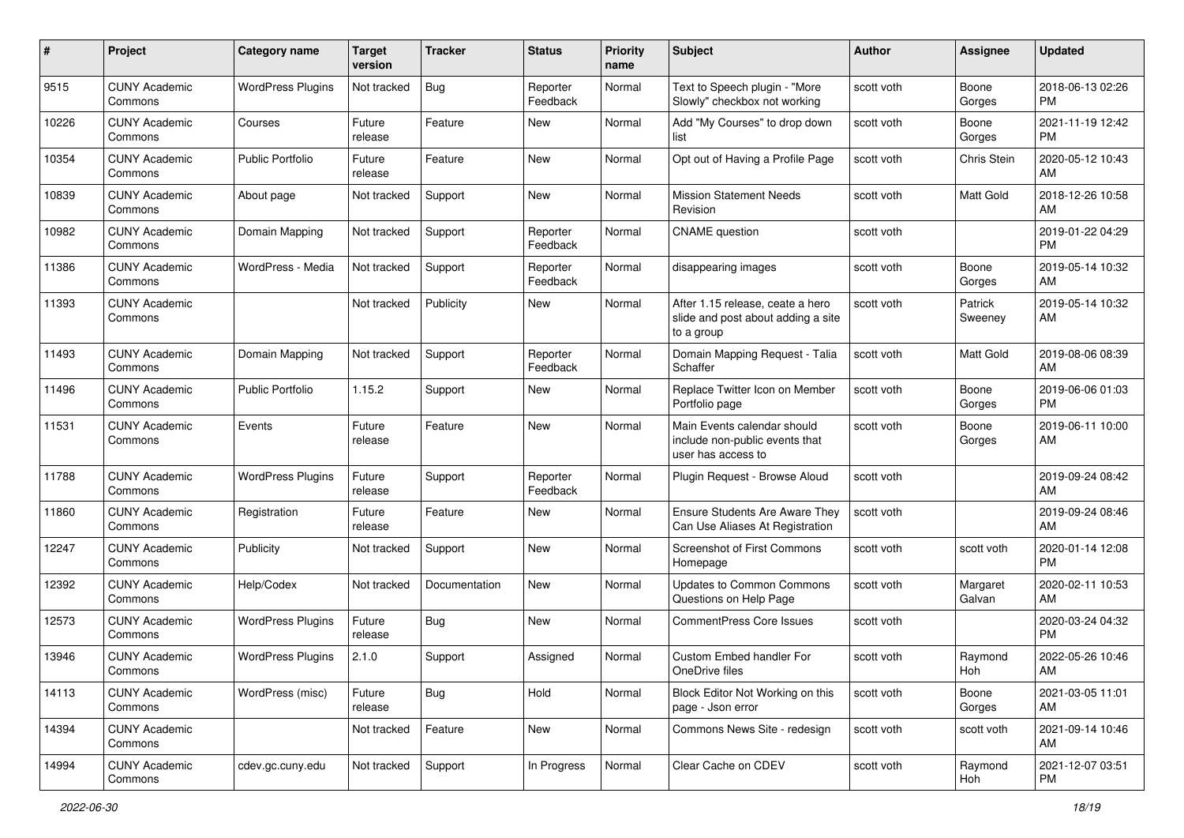| # | Project | Category name | Target version | Tracker | Status | Priority name | Subject | Author | Assignee | Updated |
|---|---|---|---|---|---|---|---|---|---|---|
| 9515 | CUNY Academic Commons | WordPress Plugins | Not tracked | Bug | Reporter Feedback | Normal | Text to Speech plugin - "More Slowly" checkbox not working | scott voth | Boone Gorges | 2018-06-13 02:26 PM |
| 10226 | CUNY Academic Commons | Courses | Future release | Feature | New | Normal | Add "My Courses" to drop down list | scott voth | Boone Gorges | 2021-11-19 12:42 PM |
| 10354 | CUNY Academic Commons | Public Portfolio | Future release | Feature | New | Normal | Opt out of Having a Profile Page | scott voth | Chris Stein | 2020-05-12 10:43 AM |
| 10839 | CUNY Academic Commons | About page | Not tracked | Support | New | Normal | Mission Statement Needs Revision | scott voth | Matt Gold | 2018-12-26 10:58 AM |
| 10982 | CUNY Academic Commons | Domain Mapping | Not tracked | Support | Reporter Feedback | Normal | CNAME question | scott voth | | 2019-01-22 04:29 PM |
| 11386 | CUNY Academic Commons | WordPress - Media | Not tracked | Support | Reporter Feedback | Normal | disappearing images | scott voth | Boone Gorges | 2019-05-14 10:32 AM |
| 11393 | CUNY Academic Commons | | Not tracked | Publicity | New | Normal | After 1.15 release, ceate a hero slide and post about adding a site to a group | scott voth | Patrick Sweeney | 2019-05-14 10:32 AM |
| 11493 | CUNY Academic Commons | Domain Mapping | Not tracked | Support | Reporter Feedback | Normal | Domain Mapping Request - Talia Schaffer | scott voth | Matt Gold | 2019-08-06 08:39 AM |
| 11496 | CUNY Academic Commons | Public Portfolio | 1.15.2 | Support | New | Normal | Replace Twitter Icon on Member Portfolio page | scott voth | Boone Gorges | 2019-06-06 01:03 PM |
| 11531 | CUNY Academic Commons | Events | Future release | Feature | New | Normal | Main Events calendar should include non-public events that user has access to | scott voth | Boone Gorges | 2019-06-11 10:00 AM |
| 11788 | CUNY Academic Commons | WordPress Plugins | Future release | Support | Reporter Feedback | Normal | Plugin Request - Browse Aloud | scott voth | | 2019-09-24 08:42 AM |
| 11860 | CUNY Academic Commons | Registration | Future release | Feature | New | Normal | Ensure Students Are Aware They Can Use Aliases At Registration | scott voth | | 2019-09-24 08:46 AM |
| 12247 | CUNY Academic Commons | Publicity | Not tracked | Support | New | Normal | Screenshot of First Commons Homepage | scott voth | scott voth | 2020-01-14 12:08 PM |
| 12392 | CUNY Academic Commons | Help/Codex | Not tracked | Documentation | New | Normal | Updates to Common Commons Questions on Help Page | scott voth | Margaret Galvan | 2020-02-11 10:53 AM |
| 12573 | CUNY Academic Commons | WordPress Plugins | Future release | Bug | New | Normal | CommentPress Core Issues | scott voth | | 2020-03-24 04:32 PM |
| 13946 | CUNY Academic Commons | WordPress Plugins | 2.1.0 | Support | Assigned | Normal | Custom Embed handler For OneDrive files | scott voth | Raymond Hoh | 2022-05-26 10:46 AM |
| 14113 | CUNY Academic Commons | WordPress (misc) | Future release | Bug | Hold | Normal | Block Editor Not Working on this page - Json error | scott voth | Boone Gorges | 2021-03-05 11:01 AM |
| 14394 | CUNY Academic Commons | | Not tracked | Feature | New | Normal | Commons News Site - redesign | scott voth | scott voth | 2021-09-14 10:46 AM |
| 14994 | CUNY Academic Commons | cdev.gc.cuny.edu | Not tracked | Support | In Progress | Normal | Clear Cache on CDEV | scott voth | Raymond Hoh | 2021-12-07 03:51 PM |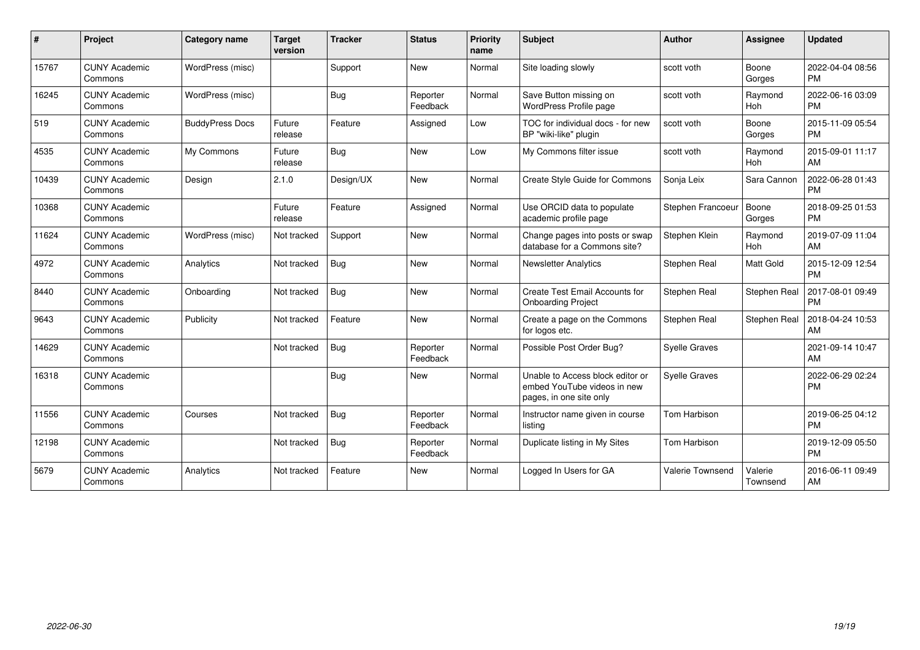| # | Project | Category name | Target version | Tracker | Status | Priority name | Subject | Author | Assignee | Updated |
|---|---|---|---|---|---|---|---|---|---|---|
| 15767 | CUNY Academic Commons | WordPress (misc) | | Support | New | Normal | Site loading slowly | scott voth | Boone Gorges | 2022-04-04 08:56 PM |
| 16245 | CUNY Academic Commons | WordPress (misc) | | Bug | Reporter Feedback | Normal | Save Button missing on WordPress Profile page | scott voth | Raymond Hoh | 2022-06-16 03:09 PM |
| 519 | CUNY Academic Commons | BuddyPress Docs | Future release | Feature | Assigned | Low | TOC for individual docs - for new BP "wiki-like" plugin | scott voth | Boone Gorges | 2015-11-09 05:54 PM |
| 4535 | CUNY Academic Commons | My Commons | Future release | Bug | New | Low | My Commons filter issue | scott voth | Raymond Hoh | 2015-09-01 11:17 AM |
| 10439 | CUNY Academic Commons | Design | 2.1.0 | Design/UX | New | Normal | Create Style Guide for Commons | Sonja Leix | Sara Cannon | 2022-06-28 01:43 PM |
| 10368 | CUNY Academic Commons | | Future release | Feature | Assigned | Normal | Use ORCID data to populate academic profile page | Stephen Francoeur | Boone Gorges | 2018-09-25 01:53 PM |
| 11624 | CUNY Academic Commons | WordPress (misc) | Not tracked | Support | New | Normal | Change pages into posts or swap database for a Commons site? | Stephen Klein | Raymond Hoh | 2019-07-09 11:04 AM |
| 4972 | CUNY Academic Commons | Analytics | Not tracked | Bug | New | Normal | Newsletter Analytics | Stephen Real | Matt Gold | 2015-12-09 12:54 PM |
| 8440 | CUNY Academic Commons | Onboarding | Not tracked | Bug | New | Normal | Create Test Email Accounts for Onboarding Project | Stephen Real | Stephen Real | 2017-08-01 09:49 PM |
| 9643 | CUNY Academic Commons | Publicity | Not tracked | Feature | New | Normal | Create a page on the Commons for logos etc. | Stephen Real | Stephen Real | 2018-04-24 10:53 AM |
| 14629 | CUNY Academic Commons | | Not tracked | Bug | Reporter Feedback | Normal | Possible Post Order Bug? | Syelle Graves | | 2021-09-14 10:47 AM |
| 16318 | CUNY Academic Commons | | | Bug | New | Normal | Unable to Access block editor or embed YouTube videos in new pages, in one site only | Syelle Graves | | 2022-06-29 02:24 PM |
| 11556 | CUNY Academic Commons | Courses | Not tracked | Bug | Reporter Feedback | Normal | Instructor name given in course listing | Tom Harbison | | 2019-06-25 04:12 PM |
| 12198 | CUNY Academic Commons | | Not tracked | Bug | Reporter Feedback | Normal | Duplicate listing in My Sites | Tom Harbison | | 2019-12-09 05:50 PM |
| 5679 | CUNY Academic Commons | Analytics | Not tracked | Feature | New | Normal | Logged In Users for GA | Valerie Townsend | Valerie Townsend | 2016-06-11 09:49 AM |